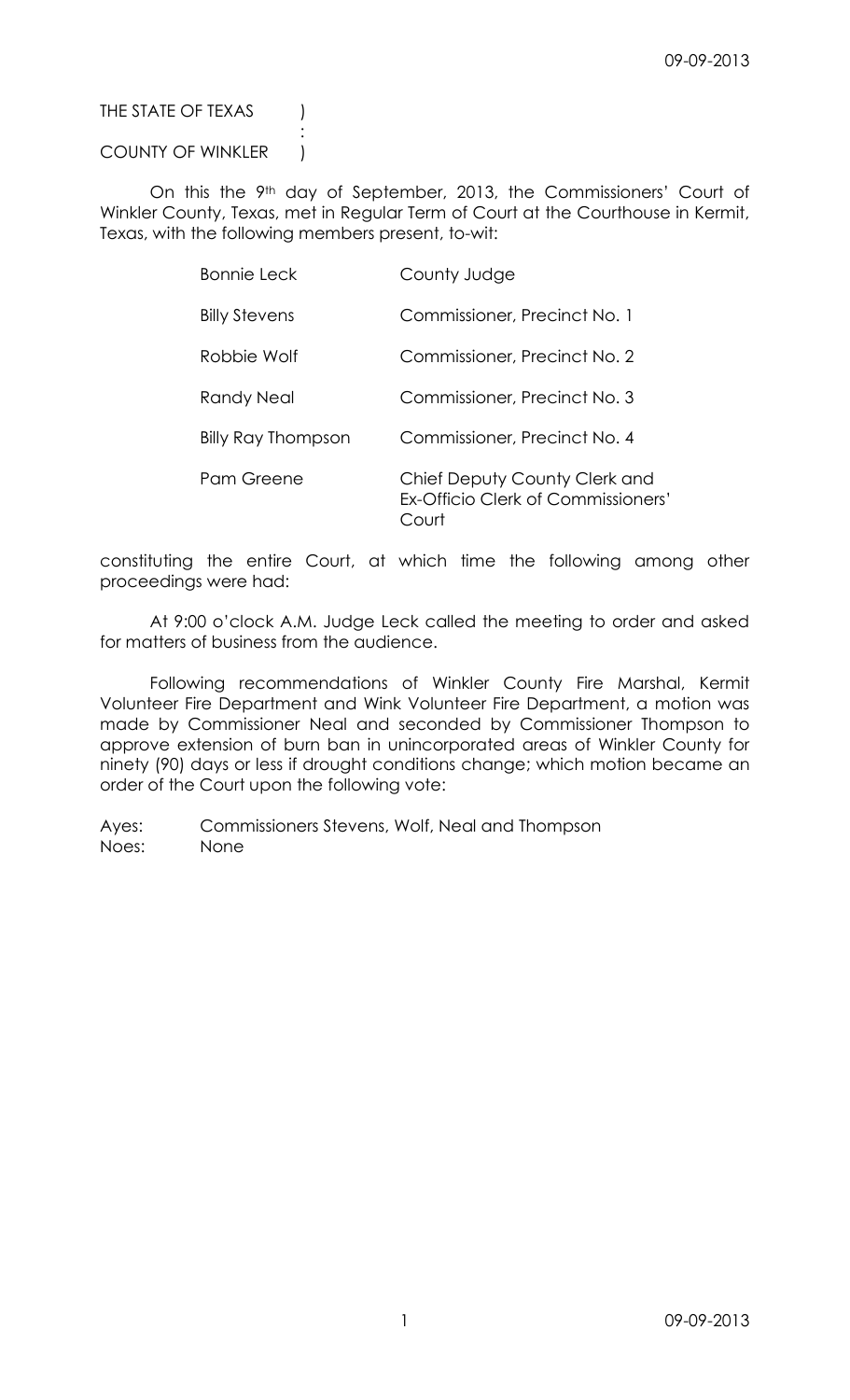THE STATE OF TEXAS )
:
COUNTY OF WINKLER )

On this the 9th day of September, 2013, the Commissioners' Court of Winkler County, Texas, met in Regular Term of Court at the Courthouse in Kermit, Texas, with the following members present, to-wit:

| | |
|---|---|
| Bonnie Leck | County Judge |
| Billy Stevens | Commissioner, Precinct No. 1 |
| Robbie Wolf | Commissioner, Precinct No. 2 |
| Randy Neal | Commissioner, Precinct No. 3 |
| Billy Ray Thompson | Commissioner, Precinct No. 4 |
| Pam Greene | Chief Deputy County Clerk and Ex-Officio Clerk of Commissioners' Court |

constituting the entire Court, at which time the following among other proceedings were had:

At 9:00 o'clock A.M. Judge Leck called the meeting to order and asked for matters of business from the audience.

Following recommendations of Winkler County Fire Marshal, Kermit Volunteer Fire Department and Wink Volunteer Fire Department, a motion was made by Commissioner Neal and seconded by Commissioner Thompson to approve extension of burn ban in unincorporated areas of Winkler County for ninety (90) days or less if drought conditions change; which motion became an order of the Court upon the following vote:

Ayes: Commissioners Stevens, Wolf, Neal and Thompson
Noes: None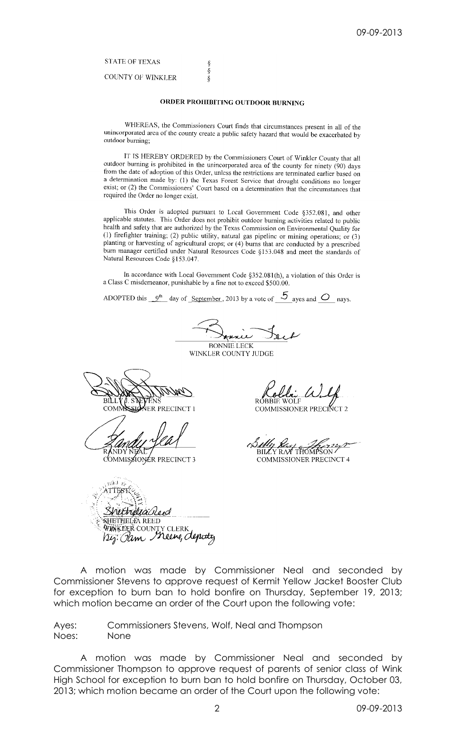STATE OF TEXAS §
§
COUNTY OF WINKLER §

## ORDER PROHIBITING OUTDOOR BURNING

WHEREAS, the Commissioners Court finds that circumstances present in all of the unincorporated area of the county create a public safety hazard that would be exacerbated by outdoor burning;

IT IS HEREBY ORDERED by the Commissioners Court of Winkler County that all outdoor burning is prohibited in the unincorporated area of the county for ninety (90) days from the date of adoption of this Order, unless the restrictions are terminated earlier based on a determination made by: (1) the Texas Forest Service that drought conditions no longer exist; or (2) the Commissioners' Court based on a determination that the circumstances that required the Order no longer exist.

This Order is adopted pursuant to Local Government Code §352.081, and other applicable statutes. This Order does not prohibit outdoor burning activities related to public health and safety that are authorized by the Texas Commission on Environmental Quality for (1) firefighter training; (2) public utility, natural gas pipeline or mining operations; or (3) planting or harvesting of agricultural crops; or (4) burns that are conducted by a prescribed burn manager certified under Natural Resources Code §153.048 and meet the standards of Natural Resources Code §153.047.

In accordance with Local Government Code §352.081(h), a violation of this Order is a Class C misdemeanor, punishable by a fine not to exceed $500.00.

ADOPTED this 9th day of September, 2013 by a vote of 5 ayes and 0 nays.

BONNIE LECK
WINKLER COUNTY JUDGE

BILLY J. STEVENS
COMMISSIONER PRECINCT 1

ROBBIE WOLF
COMMISSIONER PRECINCT 2

RANDY NEAL
COMMISSIONER PRECINCT 3

BILLY RAY THOMPSON
COMMISSIONER PRECINCT 4

ATTEST:
SHETHELIA REED
WINKLER COUNTY CLERK
By: Pam Greene, deputy

A motion was made by Commissioner Neal and seconded by Commissioner Stevens to approve request of Kermit Yellow Jacket Booster Club for exception to burn ban to hold bonfire on Thursday, September 19, 2013; which motion became an order of the Court upon the following vote:

Ayes: Commissioners Stevens, Wolf, Neal and Thompson
Noes: None

A motion was made by Commissioner Neal and seconded by Commissioner Thompson to approve request of parents of senior class of Wink High School for exception to burn ban to hold bonfire on Thursday, October 03, 2013; which motion became an order of the Court upon the following vote: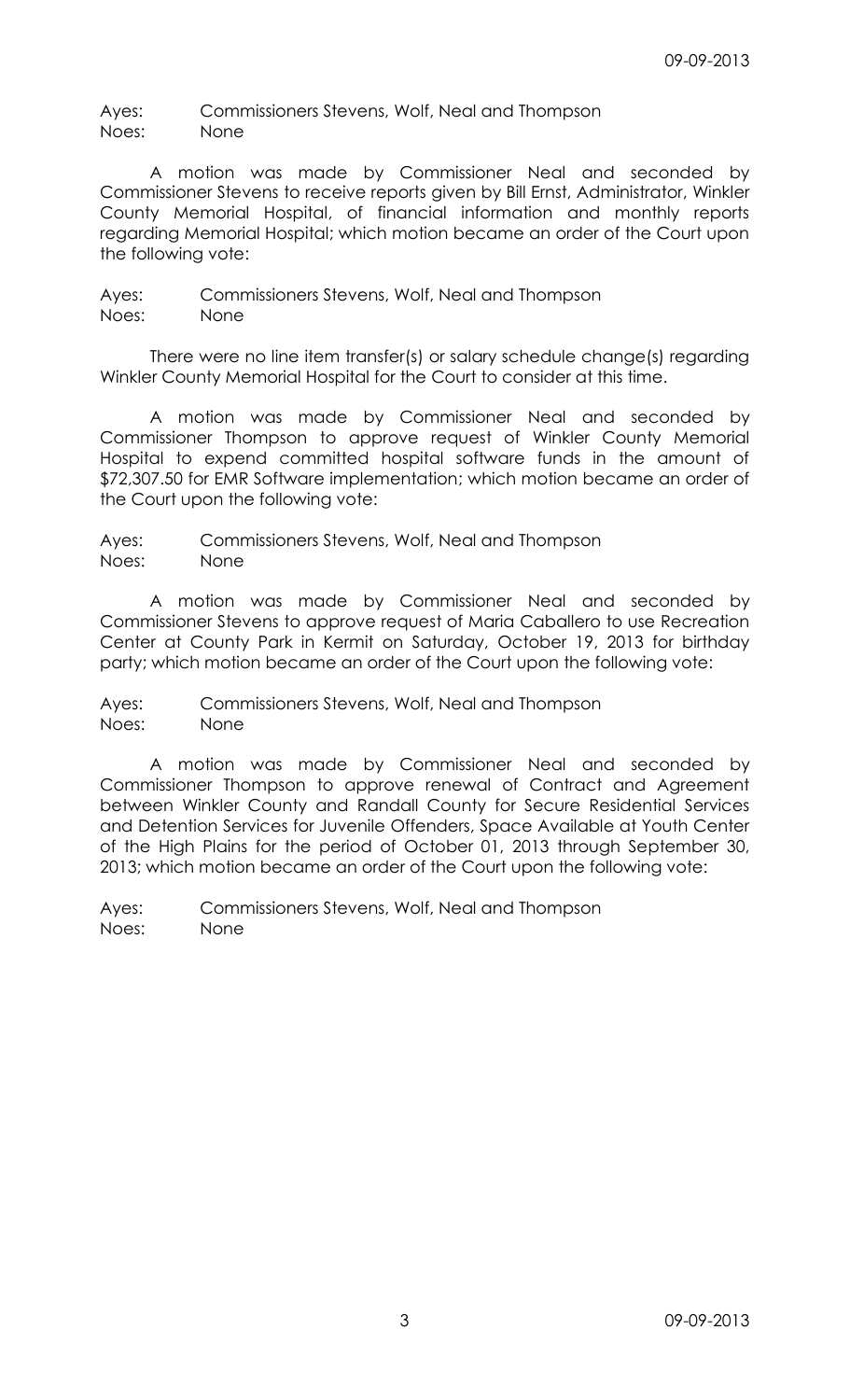Ayes: Commissioners Stevens, Wolf, Neal and Thompson
Noes: None

A motion was made by Commissioner Neal and seconded by Commissioner Stevens to receive reports given by Bill Ernst, Administrator, Winkler County Memorial Hospital, of financial information and monthly reports regarding Memorial Hospital; which motion became an order of the Court upon the following vote:

Ayes: Commissioners Stevens, Wolf, Neal and Thompson
Noes: None

There were no line item transfer(s) or salary schedule change(s) regarding Winkler County Memorial Hospital for the Court to consider at this time.

A motion was made by Commissioner Neal and seconded by Commissioner Thompson to approve request of Winkler County Memorial Hospital to expend committed hospital software funds in the amount of $72,307.50 for EMR Software implementation; which motion became an order of the Court upon the following vote:

Ayes: Commissioners Stevens, Wolf, Neal and Thompson
Noes: None

A motion was made by Commissioner Neal and seconded by Commissioner Stevens to approve request of Maria Caballero to use Recreation Center at County Park in Kermit on Saturday, October 19, 2013 for birthday party; which motion became an order of the Court upon the following vote:

Ayes: Commissioners Stevens, Wolf, Neal and Thompson
Noes: None

A motion was made by Commissioner Neal and seconded by Commissioner Thompson to approve renewal of Contract and Agreement between Winkler County and Randall County for Secure Residential Services and Detention Services for Juvenile Offenders, Space Available at Youth Center of the High Plains for the period of October 01, 2013 through September 30, 2013; which motion became an order of the Court upon the following vote:

Ayes: Commissioners Stevens, Wolf, Neal and Thompson
Noes: None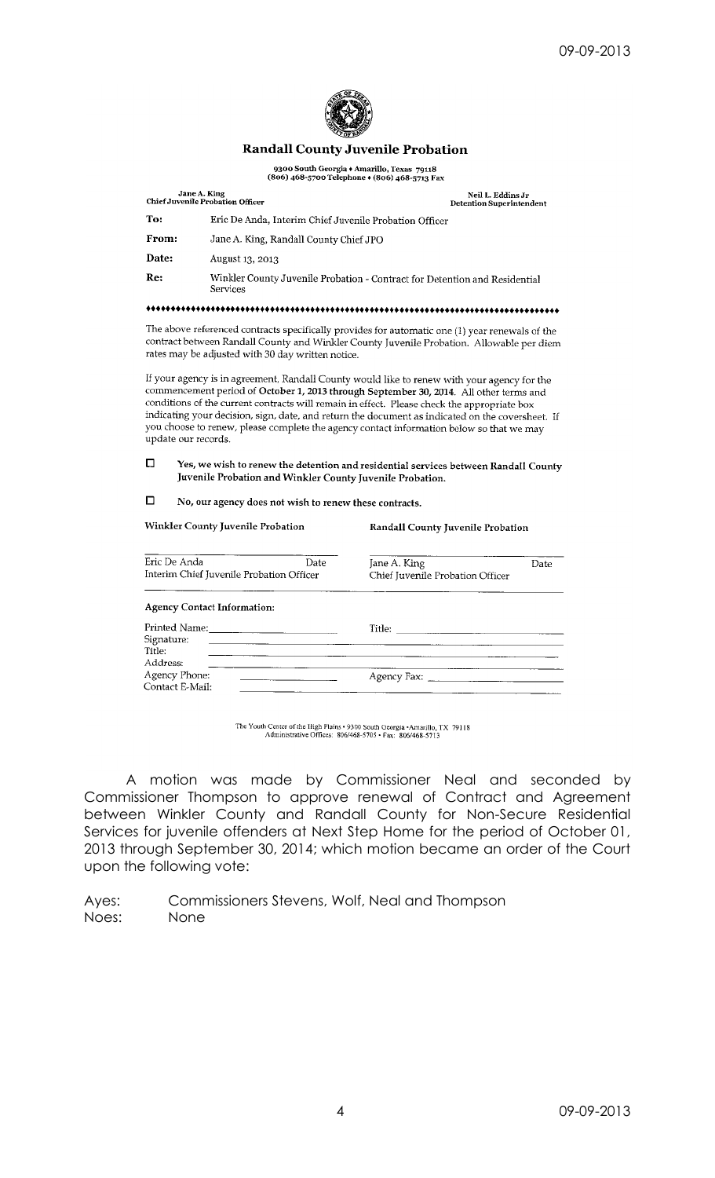## Randall County Juvenile Probation

9300 South Georgia • Amarillo, Texas 79118
(806) 468-5700 Telephone • (806) 468-5713 Fax

Jane A. King
Chief Juvenile Probation Officer

Neil L. Eddins Jr
Detention Superintendent

**To:** Eric De Anda, Interim Chief Juvenile Probation Officer

**From:** Jane A. King, Randall County Chief JPO

**Date:** August 13, 2013

**Re:** Winkler County Juvenile Probation - Contract for Detention and Residential Services

♦♦♦♦♦♦♦♦♦♦♦♦♦♦♦♦♦♦♦♦♦♦♦♦♦♦♦♦♦♦♦♦♦♦♦♦♦♦♦♦♦♦♦♦♦♦♦♦♦♦♦♦♦♦♦♦♦♦♦♦♦♦♦♦♦♦♦♦♦♦♦♦♦♦♦♦

The above referenced contracts specifically provides for automatic one (1) year renewals of the contract between Randall County and Winkler County Juvenile Probation. Allowable per diem rates may be adjusted with 30 day written notice.

If your agency is in agreement, Randall County would like to renew with your agency for the commencement period of **October 1, 2013 through September 30, 2014**. All other terms and conditions of the current contracts will remain in effect. Please check the appropriate box indicating your decision, sign, date, and return the document as indicated on the coversheet. If you choose to renew, please complete the agency contact information below so that we may update our records.

☐ **Yes, we wish to renew the detention and residential services between Randall County Juvenile Probation and Winkler County Juvenile Probation.**

☐ **No, our agency does not wish to renew these contracts.**

| Winkler County Juvenile Probation | | Randall County Juvenile Probation | |
|---|---|---|---|
| Eric De Anda<br>Interim Chief Juvenile Probation Officer | Date | Jane A. King<br>Chief Juvenile Probation Officer | Date |

**Agency Contact Information:**

Printed Name: ____________________ Title: ____________________

Signature: ____________________

Title: ____________________

Address: ____________________

Agency Phone: ____________________ Agency Fax: ____________________

Contact E-Mail: ____________________

The Youth Center of the High Plains • 9300 South Georgia • Amarillo, TX 79118
Administrative Offices: 806/468-5705 • Fax: 806/468-5713

A motion was made by Commissioner Neal and seconded by Commissioner Thompson to approve renewal of Contract and Agreement between Winkler County and Randall County for Non-Secure Residential Services for juvenile offenders at Next Step Home for the period of October 01, 2013 through September 30, 2014; which motion became an order of the Court upon the following vote:

Ayes: Commissioners Stevens, Wolf, Neal and Thompson
Noes: None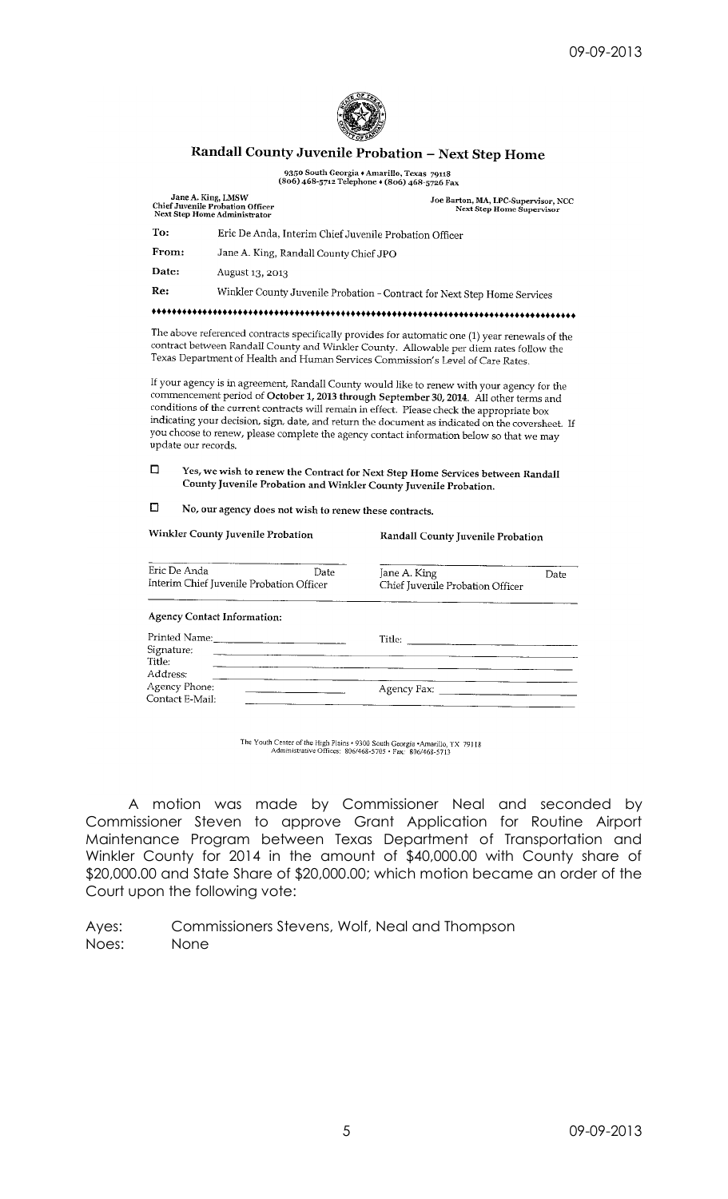## Randall County Juvenile Probation – Next Step Home

9350 South Georgia • Amarillo, Texas 79118
(806) 468-5712 Telephone • (806) 468-5726 Fax

Jane A. King, LMSW
Chief Juvenile Probation Officer
Next Step Home Administrator

Joe Barton, MA, LPC-Supervisor, NCC
Next Step Home Supervisor

**To:** Eric De Anda, Interim Chief Juvenile Probation Officer

**From:** Jane A. King, Randall County Chief JPO

**Date:** August 13, 2013

**Re:** Winkler County Juvenile Probation - Contract for Next Step Home Services

The above referenced contracts specifically provides for automatic one (1) year renewals of the contract between Randall County and Winkler County. Allowable per diem rates follow the Texas Department of Health and Human Services Commission's Level of Care Rates.

If your agency is in agreement, Randall County would like to renew with your agency for the commencement period of **October 1, 2013 through September 30, 2014**. All other terms and conditions of the current contracts will remain in effect. Please check the appropriate box indicating your decision, sign, date, and return the document as indicated on the coversheet. If you choose to renew, please complete the agency contact information below so that we may update our records.

☐ **Yes, we wish to renew the Contract for Next Step Home Services between Randall County Juvenile Probation and Winkler County Juvenile Probation.**

☐ **No, our agency does not wish to renew these contracts.**

| **Winkler County Juvenile Probation** | | **Randall County Juvenile Probation** | |
|---|---|---|---|
| Eric De Anda<br>Interim Chief Juvenile Probation Officer | Date | Jane A. King<br>Chief Juvenile Probation Officer | Date |

**Agency Contact Information:**

Printed Name: ____________ Title: ____________
Signature: ____________
Title: ____________
Address: ____________
Agency Phone: ____________ Agency Fax: ____________
Contact E-Mail: ____________

The Youth Center of the High Plains • 9300 South Georgia • Amarillo, TX 79118
Administrative Offices: 806/468-5705 • Fax: 806/468-5713

A motion was made by Commissioner Neal and seconded by Commissioner Steven to approve Grant Application for Routine Airport Maintenance Program between Texas Department of Transportation and Winkler County for 2014 in the amount of $40,000.00 with County share of $20,000.00 and State Share of $20,000.00; which motion became an order of the Court upon the following vote:

Ayes: Commissioners Stevens, Wolf, Neal and Thompson
Noes: None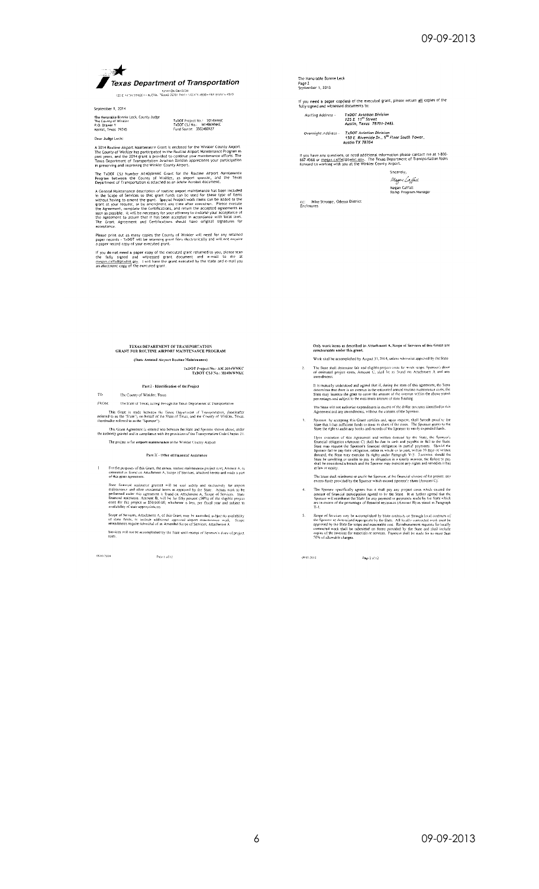**Texas Department of Transportation**

AVIATION DIVISION
125 E. 11TH STREET • AUSTIN, TEXAS 78701-2483 • (512) 416-4500 • FAX (512) 416-4510

September 1, 2014

The Honorable Bonnie Leck, County Judge
The County of Winkler
P.O. Drawer Y
Kermit, Texas 79745

TxDOT Project No.: 2014WNKC
TxDOT CSJ No.: M1406WNKC
Fund Source: 3502480927

Dear Judge Leck:

A 2014 Routine Airport Maintenance Grant is enclosed for the Winkler County Airport. The County of Winkler has participated in the Routine Airport Maintenance Program in past years, and the 2014 grant is provided to continue your maintenance efforts. The Texas Department of Transportation Aviation Division appreciates your participation in preserving and improving the Winkler County Airport.

The TxDOT CSJ Number M1406WNKC Grant for the Routine Airport Maintenance Program between the County of Winkler, as airport sponsor, and the Texas Department of Transportation is attached as an Adobe Acrobat document.

A General Maintenance description of routine airport maintenance has been included in the Scope of Services so that grant funds can be used for these type of items without having to amend the grant. Special Project work items can be added to the grant at your request, or by amendment any time after execution. Please execute the Agreement, complete the Certifications, and return the accepted agreements as soon as possible. It will be necessary for your attorney to endorse your acceptance of the Agreement to assure that it has been accepted in accordance with local laws. The Grant Agreement and Certifications should have original signatures for acceptance.

Please print out as many copies the County of Winkler will need for any retained paper records - TxDOT will be retaining grant files electronically and will not require a paper record copy of your executed grant.

If you do not need a paper copy of the executed grant returned to you, please scan the fully signed and witnessed grant document and e-mail to me at megan.caffall@txdot.gov. I will have the grant executed by the state and e-mail you an electronic copy of the executed grant.

The Honorable Bonnie Leck
Page 2
September 1, 2013

If you **need a paper copy(ies)** of the executed grant, please return **all** copies of the fully signed and witnessed documents to:

*Mailing Address -* **TxDOT Aviation Division**
**125 E. 11th Street**
**Austin, Texas 78701-2483**

*Overnight Address -* **TxDOT Aviation Division**
**150 E. Riverside Dr., 5th Floor South Tower,**
**Austin TX 78704**

If you have any questions, or need additional information please contact me at 1-800-687-4568 or megan.caffall@txdot.gov. The Texas Department of Transportation looks forward to working with you at the Winkler County Airport.

Sincerely,

Megan Caffall
Megan Caffall
Ramp Program Manager

cc: Mike Stroope, Odessa District
Enclosures

# TEXAS DEPARTMENT OF TRANSPORTATION
# GRANT FOR ROUTINE AIRPORT MAINTENANCE PROGRAM

**(State Assisted Airport Routine Maintenance)**

**TxDOT Project No.: AM 2014WNKC**
**TxDOT CSJ No.: M1406WNKC**

## Part I - Identification of the Project

TO: The County of Winkler, Texas

FROM: The State of Texas, acting through the Texas Department of Transportation

This Grant is made between the Texas Department of Transportation, (hereinafter referred to as the "State"), on behalf of the State of Texas, and the County of Winkler, Texas, (hereinafter referred to as the "Sponsor").

This Grant Agreement is entered into between the State and Sponsor shown above, under the authority granted and in compliance with the provisions of the Transportation Code Chapter 21.

The project is for **airport maintenance** at the Winkler County Airport.

## Part II - Offer of Financial Assistance

1. For the purposes of this Grant, the annual routine maintenance project cost, Amount A, is estimated as found on Attachment A, Scope of Services, attached hereto and made a part of this grant agreement.

   State financial assistance granted will be used solely and exclusively for airport maintenance and other incidental items as approved by the State. Actual work to be performed under this agreement is found on Attachment A, Scope of Services. State financial assistance, Amount B, will be for fifty percent (50%) of the eligible project costs for this project or $50,000.00, whichever is less, per fiscal year and subject to availability of state appropriations.

   Scope of Services, Attachment A, of this Grant, may be amended, subject to availability of state funds, to include additional approved airport maintenance work. Scope amendments require submittal of an Amended Scope of Services, Attachment A.

   Services will not be accomplished by the State until receipt of Sponsor's share of project costs.

   Only work items as described in Attachment A, Scope of Services of this Grant are reimbursable under this grant.

   Work shall be accomplished by August 31, 2014, unless otherwise approved by the State.

2. The State shall determine fair and eligible project costs for work scope. Sponsor's share of estimated project costs, Amount C, shall be as found on Attachment A and any amendments.

   It is mutually understood and agreed that if, during the term of this agreement, the State determines that there is an overrun in the estimated annual routine maintenance costs, the State may increase the grant to cover the amount of the overrun within the above stated percentages and subject to the maximum amount of state funding.

   The State will not authorize expenditures in excess of the dollar amounts identified in this Agreement and any amendments, without the consent of the Sponsor.

3. Sponsor, by accepting this Grant certifies and, upon request, shall furnish proof to the State that it has sufficient funds to meet its share of the costs. The Sponsor grants to the State the right to audit any books and records of the Sponsor to verify expended funds.

   Upon execution of this Agreement and written demand by the State, the Sponsor's financial obligation (Amount C) shall be due in cash and payable in full to the State. State may request the Sponsor's financial obligation in partial payments. Should the Sponsor fail to pay their obligation, either in whole or in part, within 30 days of written demand, the State may exercise its rights under Paragraph V-3. Likewise, should the State be unwilling or unable to pay its obligation in a timely manner, the failure to pay shall be considered a breach and the Sponsor may exercise any rights and remedies it has at law or equity.

   The State shall reimburse or credit the Sponsor, at the financial closure of the project, any excess funds provided by the Sponsor which exceed Sponsor's share (Amount C).

4. The Sponsor specifically agrees that it shall pay any project costs which exceed the amount of financial participation agreed to by the State. It is further agreed that the Sponsor will reimburse the State for any payment or payments made by the State which are in excess of the percentage of financial assistance (Amount B) as stated in Paragraph II-1.

5. Scope of Services may be accomplished by State contracts or through local contracts of the Sponsor as determined appropriate by the State. All locally contracted work must be approved by the State for scope and reasonable cost. Reimbursement requests for locally contracted work shall be submitted on forms provided by the State and shall include copies of the invoices for materials or services. Payment shall be made for no more than 50% of allowable charges.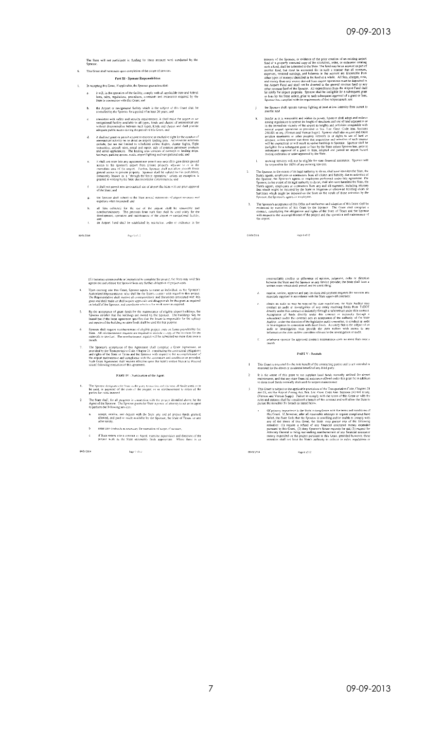The State will not participate in funding for those account work conducted by the Sponsor.

6. This Grant shall terminate upon completion of the scope of services.

## Part III - Sponsor Responsibilities

1. In accepting this Grant, if applicable, the Sponsor guarantees that:

   a. it will, in the operation of the facility, comply with all applicable state and federal laws, rules, regulations, procedures, covenants and assurances required by the State in connection with this Grant; and

   b. the Airport or navigational facility which is the subject of this Grant shall be controlled by the Sponsor for a period of at least 20 years; and

   c. consistent with safety and security requirements, it shall make the airport or air navigational facility available to all types, kinds and classes of aeronautical use without discrimination between such types, kinds and classes and shall provide adequate public access during the period of this Grant; and

   d. it shall not grant or permit anyone to exercise an exclusive right for the conduct of aeronautical activity on or about an airport landing area. Aeronautical activities include, but are not limited to scheduled airline flights, charter flights, flight instruction, aircraft sales, rental and repair, sale of aviation petroleum products and aerial applications. The landing area consists of runways or landing strips, taxiways, parking aprons, roads, airport lighting and navigational aids; and

   e. it shall not enter into any agreement nor permit any aircraft to gain direct ground access to the sponsor's airport from private property adjacent to or in the immediate area of the airport. Further, Sponsor shall not allow aircraft direct ground access to private property. Sponsor shall be subject to this prohibition, commonly known as a "through-the-fence operation," unless an exception is granted in writing by the State due to extreme circumstances; and

   f. it shall not permit non-aeronautical use of airport facilities without prior approval of the State; and

   g. the Sponsor shall submit to the State annual statements of airport revenues and expenses when requested; and

   h. all fees collected for the use of the airport shall be reasonable and nondiscriminatory. The proceeds from such fees shall be used solely for the development, operation and maintenance of the airport or navigational facility; and

   i. an Airport Fund shall be established by resolution, order or ordinance in the treasury of the Sponsor, or evidence of the prior creation of an existing airport fund or a properly executed copy of the resolution, order, or ordinance creating such a fund, shall be submitted to the State. The fund may be an account as part of another fund, but must be accounted for in such a manner that all revenues, expenses, retained earnings, and balances in the account are discernible from other types of moneys identified in the fund as a whole. All fees, charges, rents, and money from any source derived from airport operations must be deposited in the Airport Fund and shall not be diverted to the general revenue fund or any other revenue fund of the Sponsor. All expenditures from the Airport Fund shall be solely for airport purposes. Sponsor shall be ineligible for a subsequent grant or loan by the State unless, prior to such subsequent approval of a grant or loan, Sponsor has complied with the requirements of this subparagraph; and

   j. the Sponsor shall operate runway lighting at least at low intensity from sunset to sunrise; and

   k. Insofar as it is reasonable and within its power, Sponsor shall adopt and enforce zoning regulations to restrict the height of structures and use of land adjacent to or in the immediate vicinity of the airport to heights and activities compatible with normal airport operations as provided in Tex. Loc. Govt. Code Ann. Sections 241.001 et seq. (Vernon and Vernon Supp.). Sponsor shall also acquire and retain aviation easements or other property interests in or rights to use of land or airspace, unless sponsor can show that acquisition and retention of such interest will be impractical or will result in undue hardship to Sponsor. Sponsor shall be ineligible for a subsequent grant or loan by the State unless Sponsor has, prior to subsequent approval of a grant or loan, adopted and passed an airport hazard zoning ordinance or order approved by the State.

   l. mowing services will not be eligible for state financial assistance. Sponsor will be responsible for 100% of any mowing services.

2. The Sponsor, to the extent of its legal authority to do so, shall save harmless the State, the State's agents, employees or contractors from all claims and liability due to activities of the Sponsor, the Sponsor's agents or employees performed under this agreement. The Sponsor, to the extent of its legal authority to do so, shall also save harmless the State, the State's agents, employees or contractors from any and all expenses, including attorney fees which might be incurred by the State in litigation or otherwise resisting claim or liabilities which might be imposed on the State as the result of those activities by the Sponsor, the Sponsor's agents or employees.

3. The Sponsor's acceptance of this Offer and ratification and adoption of this Grant shall be evidenced by execution of this Grant by the Sponsor. The Grant shall comprise a contract, constituting the obligations and rights of the State of Texas and the Sponsor with respect to the accomplishment of the project and the operation and maintenance of the airport.

If it becomes unreasonable or impractical to complete the project, the State may void this agreement and release the Sponsor from any further obligation of project costs.

4. Upon entering into this Grant, Sponsor agrees to name an individual, as the Sponsor's Authorized Representative, who shall be the State's contact with regard to this project. The Representative shall receive all correspondence and documents associated with this grant and shall make or shall acquire approvals and disapprovals for this grant as required on behalf of the Sponsor, and coordinate schedules for work items as required.

5. By the acceptance of grant funds for the maintenance of eligible airport buildings, the Sponsor certifies that the buildings are owned by the Sponsor. The buildings may be leased but if the lease agreement specifies that the lessee is responsible for the upkeep and repairs of the building no state funds shall be used for that purpose.

6. Sponsor shall request reimbursement of eligible project costs on forms provided by the State. All reimbursement requests are required to include a copy of the invoices for the materials or services. The reimbursement request will be submitted no more than once a month.

7. The Sponsor's acceptance of this Agreement shall comprise a Grant Agreement, as provided by the Transportation Code, Chapter 21, constituting the contractual obligations and rights of the State of Texas and the Sponsor with respect to the accomplishment of the airport maintenance and compliance with the assurances and conditions as provided. Such Grant Agreement shall become effective upon the State's written Notice to Proceed issued following execution of this agreement.

## PART IV - Nomination of the Agent

1. The Sponsor designates the State as the party to receive and disburse all funds used, or to be used, in payment of the costs of the project or in reimbursement to either of the parties for costs incurred.

2. The State shall, for all purposes in connection with the project identified above, be the Agent of the Sponsor. The Sponsor grants the State a power of attorney to act as its agent to perform the following services:

   a. accept, receive, and deposit with the State any and all project funds granted, allowed, and paid or made available by the Sponsor, the State of Texas, or any other entity;

   b. enter into contracts as necessary for execution of scope of services;

   c. if State enters into a contract as Agent, exercise supervision and direction of the project work as the State reasonably finds appropriate. Where there is an irreconcilable conflict or difference of opinion, judgment, order or direction between the State and the Sponsor or any service provider, the State shall issue a written order which shall prevail and be controlling;

   d. receive, review, approve and pay invoices and payment requests for services and materials supplied in accordance with the State approved contracts;

   e. obtain an audit as may be required by state regulations; the State Auditor may conduct an audit or investigation of any entity receiving funds from TxDOT directly under this contract or indirectly through a subcontract under this contract. Acceptance of funds directly under this contract or indirectly through a subcontract under this contract acts as acceptance of the authority of the State Auditor, under the direction of the legislative audit committee, to conduct an audit or investigation in connection with those funds. An entity that is the subject of an audit or investigation must provide the state auditor with access to any information the state auditor considers relevant to the investigation or audit.

   f. reimburse sponsor for approved contract maintenance costs no more than once a month.

## PART V - Recitals

1. This Grant is executed for the sole benefit of the contracting parties and is not intended or executed for the direct or incidental benefit of any third party.

2. It is the intent of this grant to not supplant local funds normally utilized for airport maintenance, and that any state financial assistance offered under this grant be in addition to those local funds normally dedicated for airport maintenance.

3. This Grant is subject to the applicable provisions of the Transportation Code, Chapters 21 and 22, and the Airport Zoning Act, Tex. Loc. Govt. Code Ann. Sections 241.001 et seq. (Vernon and Vernon Supp.). Failure to comply with the terms of this Grant or with the rules and statutes shall be considered a breach of this contract and will allow the State to pursue the remedies for breach as stated below.

   a. Of primary importance to the State is compliance with the terms and conditions of this Grant. If, however, after all reasonable attempts to require compliance have failed, the State finds that the Sponsor is unwilling and/or unable to comply with any of the terms of this Grant, the State, may pursue any of the following remedies: (1) require a refund of any financial assistance money expended pursuant to this Grant, (2) deny Sponsor's future requests for aid, (3) request the Attorney General to bring suit seeking reimbursement of any financial assistance money expended on the project pursuant to this Grant, provided however, these remedies shall not limit the State's authority to enforce its rules, regulations or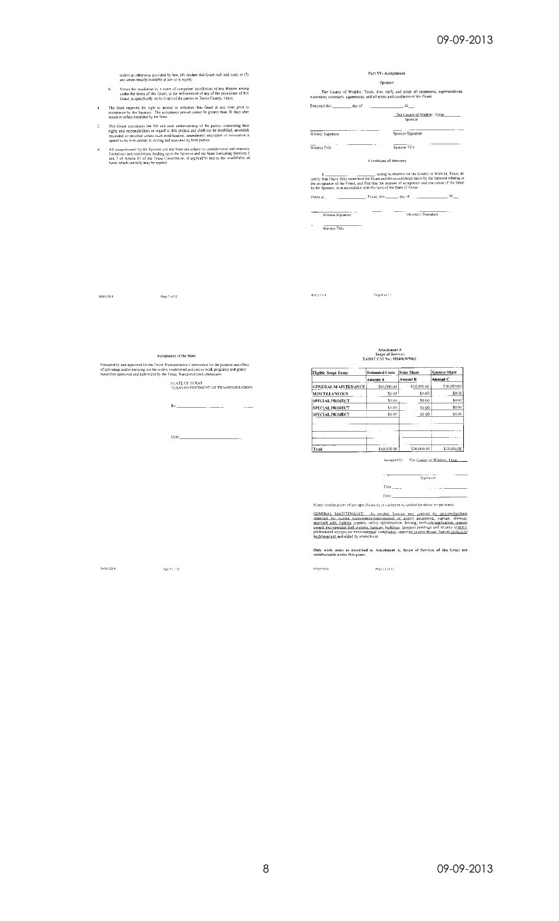orders as otherwise provided by law, (4) declare this Grant null and void, or (5) any other remedy available at law or in equity.

b. Venue for resolution by a court of competent jurisdiction of any dispute arising under the terms of this Grant, or for enforcement of any of the provisions of this Grant, is specifically set by Grant of the parties in Travis County, Texas.

4. The State reserves the right to amend or withdraw this Grant at any time prior to acceptance by the Sponsor. The acceptance period cannot be greater than 30 days after issuance unless extended by the State.

5. This Grant constitutes the full and total understanding of the parties concerning their rights and responsibilities in regard to this project and shall not be modified, amended, rescinded or revoked unless such modification, amendment, rescission or revocation is agreed to by both parties in writing and executed by both parties.

6. All commitments by the Sponsor and the State are subject to constitutional and statutory limitations and restrictions binding upon the Sponsor and the State (including Sections 5 and 7 of Article 11 of the Texas Constitution, if applicable) and to the availability of funds which lawfully may be applied.

## Part VI - Acceptances

### Sponsor

The County of Winkler, Texas, does ratify and adopt all statements, representations, warranties, covenants, agreements, and all terms and conditions of this Grant.

Executed this ________ day of ______________, 20___.

The County of Winkler, Texas
Sponsor

______________________ ______________________
Witness Signature Sponsor Signature

______________________ ______________________
Witness Title Sponsor Title

### Certificate of Attorney

I, ______________________, acting as attorney for the County of Winkler, Texas, do certify that I have fully examined the Grant and the proceedings taken by the Sponsor relating to the acceptance of the Grant, and find that the manner of acceptance and execution of the Grant by the Sponsor, is in accordance with the laws of the State of Texas.

Dated at ______________, Texas, this ______ day of ______________, 20___.

______________________ ______________________
Witness Signature Attorney's Signature

______________________
Witness Title

### Acceptance of the State

Executed by and approved for the Texas Transportation Commission for the purpose and effect of activating and/or carrying out the orders, established policies or work programs and grants heretofore approved and authorized by the Texas Transportation Commission.

STATE OF TEXAS
TEXAS DEPARTMENT OF TRANSPORTATION

By: ______________________

Date: ______________________

### Attachment A
### Scope of Services
### TxDOT CSJ No.: M1406WNKC

| Eligible Scope Items: | Estimated Costs | State Share | Sponsor Share |
|---|---|---|---|
| | Amount A | Amount B | Amount C |
| GENERAL MAINTENANCE | $40,000.00 | $20,000.00 | $20,000.00 |
| MISCELLANEOUS | $0.00 | $0.00 | $0.00 |
| SPECIAL PROJECT | $0.00 | $0.00 | $0.00 |
| SPECIAL PROJECT | $0.00 | $0.00 | $0.00 |
| SPECIAL PROJECT | $0.00 | $0.00 | $0.00 |
| | | | |
| | | | |
| | | | |
| Total | $40,000.00 | $20,000.00 | $20,000.00 |

Accepted by: The County of Winkler, Texas

______________________
Signature

Title ______________________

Date ______________________

Notes: (explanations of any specifications or variances as needed for above scope items)

GENERAL MAINTENANCE: As needed, Sponsor may contract for services/purchase materials for routine maintenance/improvement of airport pavements, signage, drainage, approach aids, lighting systems, utility infrastructure, fencing, herbicide application, sponsor owned and operated fuel systems, hangars, buildings, terminal buildings and security systems; professional services for environmental compliance, approved project design. Special projects to be determined and added by amendment.

**Only work items as described in Attachment A, Scope of Services of this Grant are reimbursable under this grant.**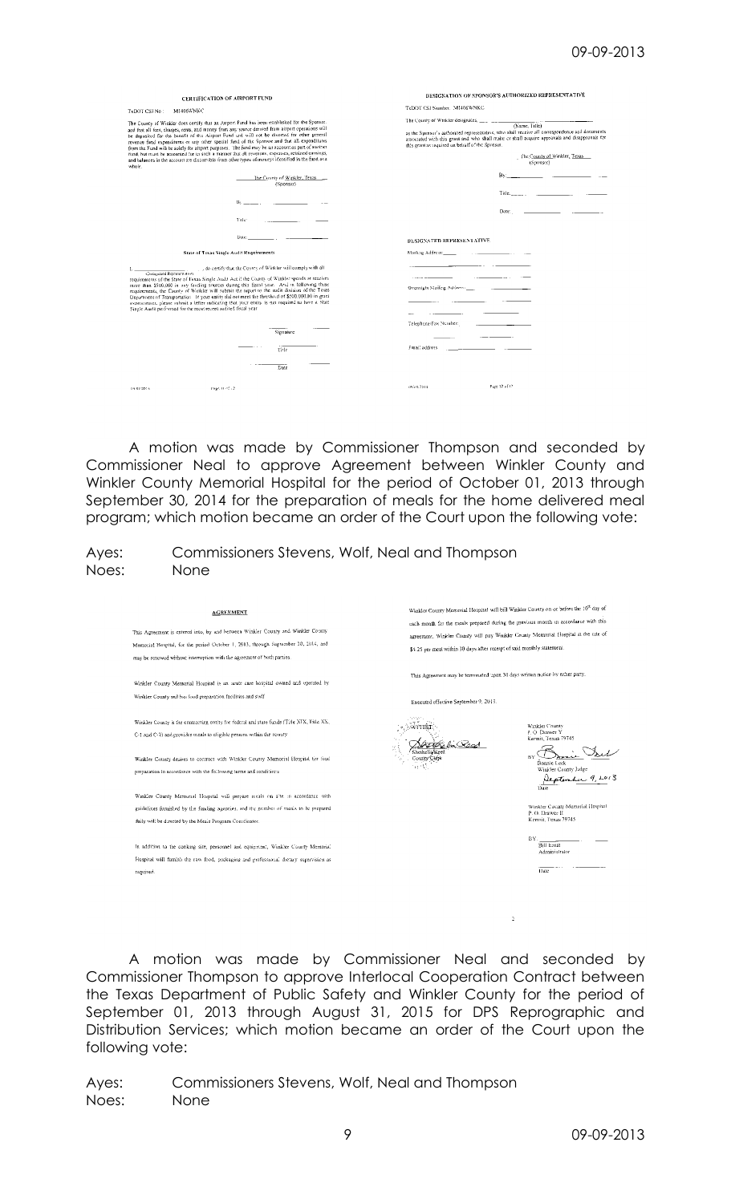## CERTIFICATION OF AIRPORT FUND

TxDOT CSJ No.: M1406WNKC

The County of Winkler does certify that an Airport Fund has been established for the Sponsor, and that all fees, charges, rents, and money from any source derived from airport operations will be deposited for the benefit of the Airport Fund and will not be diverted for other general revenue fund expenditures or any other special fund of the Sponsor and that all expenditures from the Fund will be solely for airport purposes. The fund may be an account as part of another fund, but must be accounted for in such a manner that all revenues, expenses, retained earnings, and balances in the account are discernible from other types of moneys identified in the fund as a whole.

The County of Winkler, Texas
(Sponsor)

By: ______________________

Title: ______________________

Date: ______________________

### State of Texas Single Audit Requirements

I, ______________________ (Designated Representative), do certify that the County of Winkler will comply with all requirements of the State of Texas Single Audit Act if the County of Winkler spends or receives more than $500,000 in any funding sources during this fiscal year. And in following those requirements, the County of Winkler will submit the report to the audit division of the Texas Department of Transportation. If your entity did not meet the threshold of $500,000.00 in grant expenditures, please submit a letter indicating that your entity is not required to have a State Single Audit performed for the most recent audited fiscal year.

______________________
Signature

______________________
Title

______________________
Date

## DESIGNATION OF SPONSOR'S AUTHORIZED REPRESENTATIVE

TxDOT CSJ Number: M1406WNKC

The County of Winkler designates ______________________ (Name, Title) as the Sponsor's authorized representative, who shall receive all correspondence and documents associated with this grant and who shall make or shall acquire approvals and disapprovals for this grant as required on behalf of the Sponsor.

The County of Winkler, Texas
(Sponsor)

By: ______________________

Title: ______________________

Date: ______________________

### DESIGNATED REPRESENTATIVE

Mailing Address: ______________________

Overnight Mailing Address: ______________________

Telephone/Fax Number: ______________________

Email address: ______________________

A motion was made by Commissioner Thompson and seconded by Commissioner Neal to approve Agreement between Winkler County and Winkler County Memorial Hospital for the period of October 01, 2013 through September 30, 2014 for the preparation of meals for the home delivered meal program; which motion became an order of the Court upon the following vote:

Ayes: Commissioners Stevens, Wolf, Neal and Thompson
Noes: None

## AGREEMENT

This Agreement is entered into, by and between Winkler County and Winkler County Memorial Hospital, for the period October 1, 2013, through September 30, 2014, and may be renewed without interruption with the agreement of both parties.

Winkler County Memorial Hospital is an acute care hospital owned and operated by Winkler County and has food preparation facilities and staff.

Winkler County is the contracting entity for federal and state funds (Title XIX, Title XX, C-1 and C-2) and provides meals to eligible persons within the county.

Winkler County desires to contract with Winkler County Memorial Hospital for food preparation in accordance with the following terms and conditions:

Winkler County Memorial Hospital will prepare meals on site in accordance with guidelines furnished by the funding agencies, and the number of meals to be prepared daily will be directed by the Meals Program Coordinator.

In addition to the cooking site, personnel and equipment, Winkler County Memorial Hospital will furnish the raw food, packaging and professional dietary supervision as required.

Winkler County Memorial Hospital will bill Winkler County on or before the 10th day of each month for the meals prepared during the previous month in accordance with this agreement. Winkler County will pay Winkler County Memorial Hospital at the rate of $5.25 per meal within 30 days after receipt of said monthly statement.

This Agreement may be terminated upon 30 days written notice by either party.

Executed effective September 9, 2013.

ATTEST:
Shesheila Reed
County Clerk

Winkler County
P. O. Drawer Y
Kermit, Texas 79745

BY: Bonnie Leck
Winkler County Judge
September 9, 2013
Date

Winkler County Memorial Hospital
P. O. Drawer H
Kermit, Texas 79745

BY: ______________________
Bill Reed
Administrator

______________________
Date

A motion was made by Commissioner Neal and seconded by Commissioner Thompson to approve Interlocal Cooperation Contract between the Texas Department of Public Safety and Winkler County for the period of September 01, 2013 through August 31, 2015 for DPS Reprographic and Distribution Services; which motion became an order of the Court upon the following vote:

Ayes: Commissioners Stevens, Wolf, Neal and Thompson
Noes: None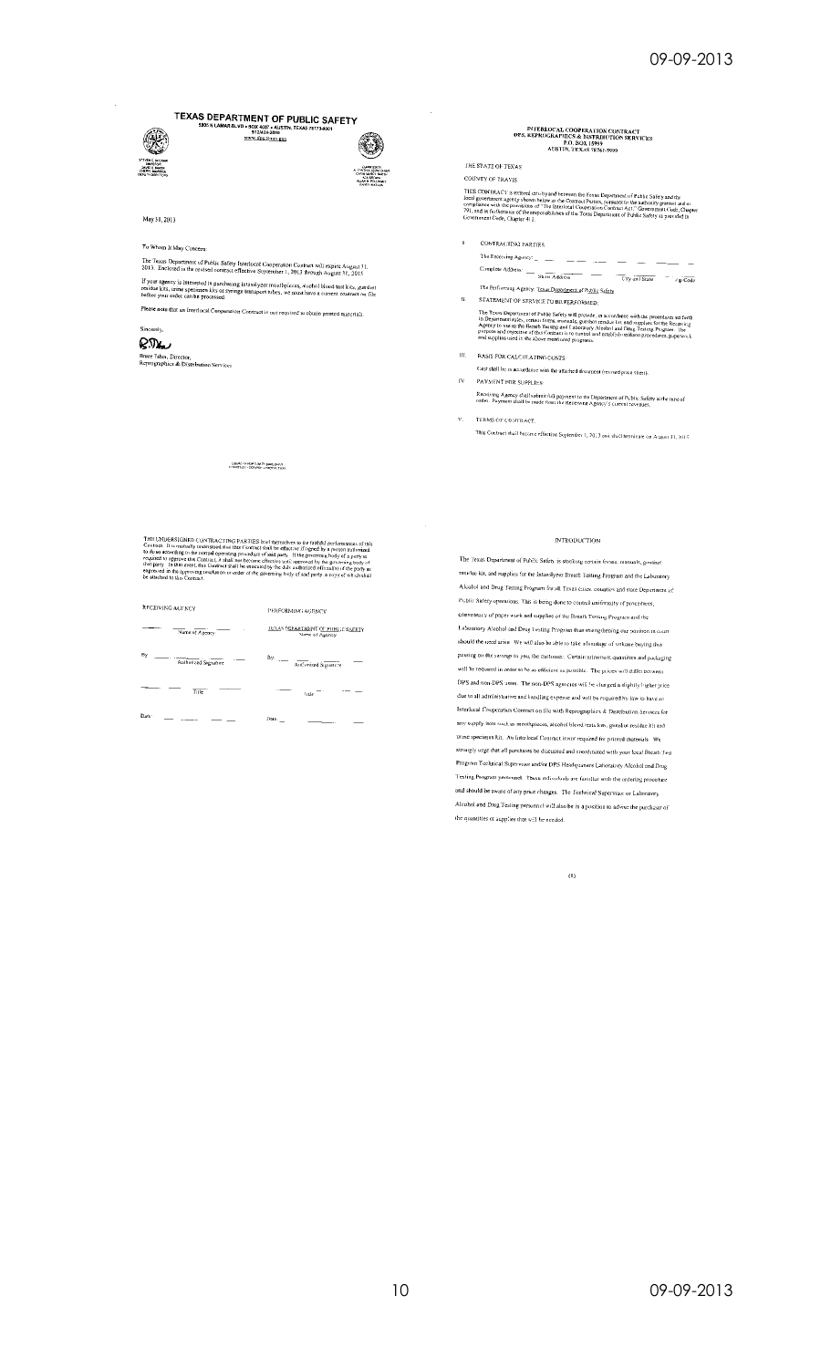# TEXAS DEPARTMENT OF PUBLIC SAFETY

5805 N LAMAR BLVD • BOX 4087 • AUSTIN, TEXAS 78773-0001
512/424-2000
www.dps.texas.gov

May 31, 2013

To Whom It May Concern:

The Texas Department of Public Safety Interlocal Cooperation Contract will expire August 31, 2013. Enclosed is the revised contract effective September 1, 2013 through August 31, 2015.

If your agency is interested in purchasing intoxilyzer mouthpieces, alcohol blood test kits, gunshot residue kits, urine specimen kits or syringe transport tubes, we must have a current contract on file before your order can be processed.

Please note that an Interlocal Cooperation Contract is not required to obtain printed materials.

Sincerely,

Bruce Tabor, Director,
Reprographics & Distribution Services

COURTESY • SERVICE • PROTECTION

## INTERLOCAL COOPERATION CONTRACT
## DPS, REPROGRAPHICS & DISTRIBUTION SERVICES
## P.O. BOX 15999
## AUSTIN, TEXAS 78761-5999

THE STATE OF TEXAS

COUNTY OF TRAVIS

THIS CONTRACT is entered into by and between the Texas Department of Public Safety and the local government agency shown below as the Contract Parties, pursuant to the authority granted and in compliance with the provisions of "The Interlocal Cooperation Contract Act," Government Code, Chapter 791, and in furtherance of the responsibilities of the Texas Department of Public Safety as provided in Government Code, Chapter 411.

I. CONTRACTING PARTIES

The Receiving Agency: ____________________

Complete Address: ____________________
Street Address &nbsp;&nbsp;&nbsp; City and State &nbsp;&nbsp;&nbsp; Zip Code

The Performing Agency: Texas Department of Public Safety

II. STATEMENT OF SERVICE TO BE PERFORMED:

The Texas Department of Public Safety will provide, in accordance with the procedures set forth in Department policy, certain forms, manuals, gunshot residue kit and supplies for the Receiving Agency to use in the Breath Testing and Laboratory Alcohol and Drug Testing Program. The purpose and objective of this Contract is to control and establish uniform procedures, paperwork, and supplies used in the above mentioned programs.

III. BASIS FOR CALCULATING COSTS

Cost shall be in accordance with the attached document (revised price sheet).

IV. PAYMENT FOR SUPPLIES:

Receiving Agency shall submit full payment to the Department of Public Safety at the time of order. Payment shall be made from the Receiving Agency's current revenues.

V. TERMS OF CONTRACT:

This Contract shall become effective September 1, 2013 and shall terminate on August 31, 2015.

THE UNDERSIGNED CONTRACTING PARTIES bind themselves to the faithful performance of this Contract. It is mutually understood that this Contract shall be effective if signed by a person authorized to do so according to the normal operating procedure of said party. If the governing body of a party is required to approve this Contract, it shall not become effective until approved by the governing body of that party. In that event, this Contract shall be executed by the duly authorized official(s) of the party as expressed in the approving resolution or order of the governing body of said party, a copy of which shall be attached to this Contract.

| RECEIVING AGENCY | PERFORMING AGENCY |
|---|---|
| ____________________ Name of Agency | TEXAS DEPARTMENT OF PUBLIC SAFETY Name of Agency |
| By ____________________ Authorized Signature | By ____________________ Authorized Signature |
| ____________________ Title | ____________________ Title |
| Date ____________________ | Date ____________________ |

## INTRODUCTION

The Texas Department of Public Safety is stocking certain forms, manuals, gunshot residue kit, and supplies for the Intoxilyzer Breath Testing Program and the Laboratory Alcohol and Drug Testing Program for all Texas cities, counties and state Department of Public Safety operations. This is being done to control uniformity of procedures, consistency of paper work and supplies of the Breath Testing Program and the Laboratory Alcohol and Drug Testing Program thus strengthening our position in court should the need arise. We will also be able to take advantage of volume buying thus passing on the savings to you, the customer. Certain minimum quantities and packaging will be required in order to be as efficient as possible. The prices will differ between DPS and non-DPS users. The non-DPS agencies will be charged a slightly higher price due to all administrative and handling expense and will be required by law to have an Interlocal Cooperation Contract on file with Reprographics & Distribution Services for any supply item such as mouthpieces, alcohol blood tests kits, gunshot residue kit and urine specimen kit. An Interlocal Contract is not required for printed materials. We strongly urge that all purchases be discussed and coordinated with your local Breath Test Program Technical Supervisor and/or DPS Headquarters Laboratory Alcohol and Drug Testing Program personnel. These individuals are familiar with the ordering procedure and should be aware of any price changes. The Technical Supervisor or Laboratory Alcohol and Drug Testing personnel will also be in a position to advise the purchaser of the quantities of supplies that will be needed.

(ii)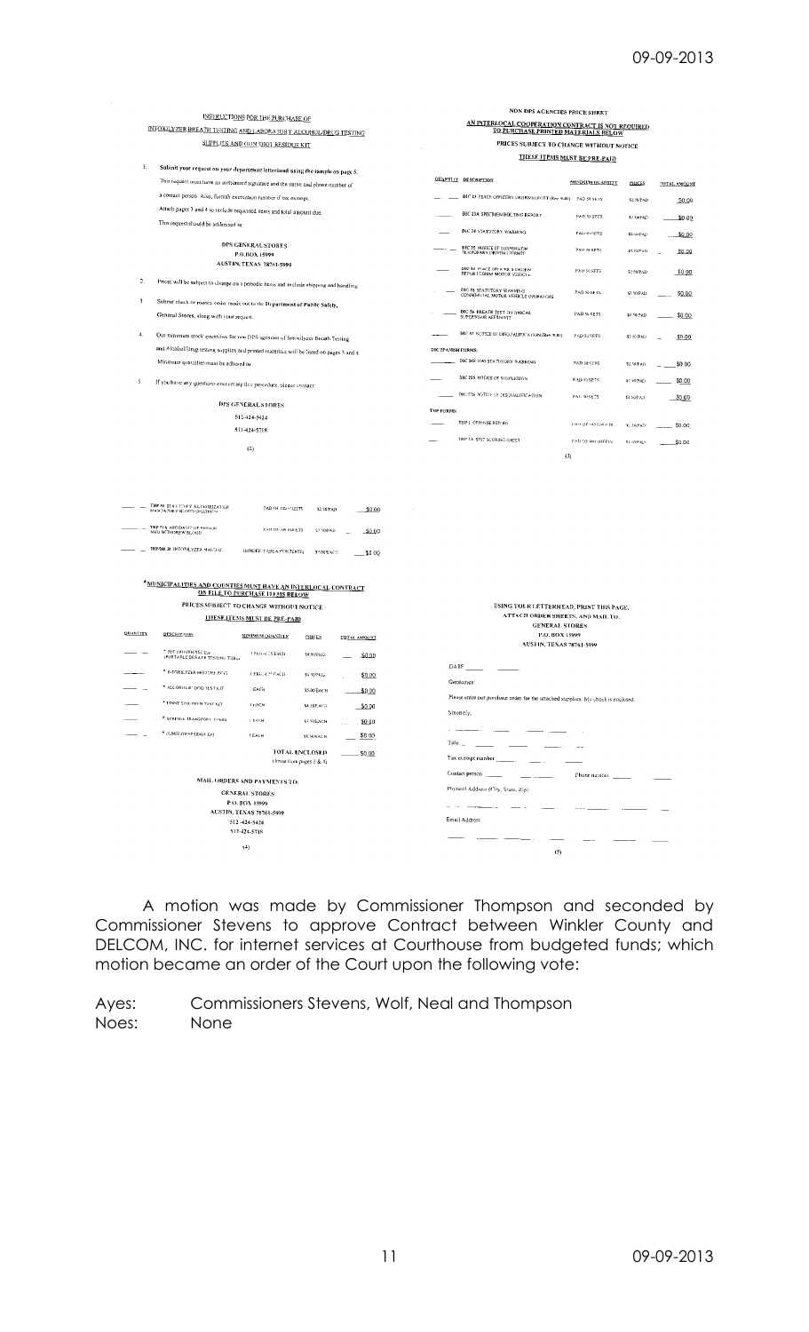INSTRUCTIONS FOR THE PURCHASE OF
INTOXILYZER BREATH TESTING AND LABORATORY ALCOHOL/DRUG TESTING
SUPPLIES AND GUN SHOT RESIDUE KIT

1. Submit your request on your department letterhead using the sample on page 5.
   This request must have an authorized signature and the name and phone number of a contact person. Also, furnish exemption number if tax exempt.
   Attach pages 3 and 4 to include requested items and total amount due.
   This request should be addressed to:

   DPS GENERAL STORES
   P.O. BOX 15999
   AUSTIN, TEXAS 78761-5999

2. Prices will be subject to change on a periodic basis and include shipping and handling.
3. Submit check or money order made out to the Department of Public Safety, General Stores, along with your request.
4. Our minimum stock quantities for non DPS agencies of Intoxilyzer Breath Testing and Alcohol/Drug testing supplies and printed materials will be listed on pages 3 and 4. Minimum quantities must be adhered to.
5. If you have any questions concerning this procedure, please contact:

   DPS GENERAL STORES
   512-424-5424
   512-424-5718

(2)

NON DPS AGENCIES PRICE SHEET
AN INTERLOCAL COOPERATION CONTRACT IS NOT REQUIRED TO PURCHASE PRINTED MATERIALS BELOW
PRICES SUBJECT TO CHANGE WITHOUT NOTICE
THESE ITEMS MUST BE PRE-PAID

| QUANTITY | DESCRIPTION | MINIMUM QUANTITY | PRICES | TOTAL AMOUNT |
|---|---|---|---|---|
| ___ | DIC 23 PEACE OFFICERS SWORN REPORT (Rev 9-01) | PAD 50 SETS | $2.50/PAD | $0.00 |
| ___ | DIC 23A SPECIMEN ROUTING REPORT | PAD 50 SETS | $2.50/PAD | $0.00 |
| ___ | DIC 24 STATUTORY WARNING | PAD 50 SETS | $2.50/PAD | $0.00 |
| ___ | DIC 25 NOTICE OF SUSPENSION TEMPORARY DRIVING PERMIT | PAD 50 SETS | $2.50/PAD | $0.00 |
| ___ | DIC 54 PEACE OFFICER'S SWORN REPORT COMM MOTOR VEHICLE | PAD 50 SETS | $2.50/PAD | $0.00 |
| ___ | DIC 55 STATUTORY WARNING COMMERCIAL MOTOR VEHICLE OPERATORS | PAD 50 SETS | $2.50/PAD | $0.00 |
| ___ | DIC 56 BREATH TEST TECHNICAL SUPERVISOR AFFIDAVIT | PAD 50 SETS | $2.50/PAD | $0.00 |
| ___ | DIC 57 NOTICE OF DISQUALIFICATION (Rev 9-01) | PAD 50 SETS | $2.50/PAD | $0.00 |
| | **DIC SPANISH FORMS:** | | | |
| ___ | DIC 24S (04) STATUTORY WARNING | PAD 50 SETS | $2.50/PAD | $0.00 |
| ___ | DIC 25S NOTICE OF SUSPENSION | PAD 50 SETS | $2.50/PAD | $0.00 |
| ___ | DIC 57S NOTICE OF DISQUALIFICATION | PAD 50 SETS | $2.50/PAD | $0.00 |
| | **THP FORMS:** | | | |
| ___ | THP 1 OFFENSE REPORT | PAD OF 100 SHEETS | $2.50/PAD | $0.00 |
| ___ | THP 1A SFST SCORING SHEET | PAD OF 100 SHEETS | $2.50/PAD | $0.00 |
| ___ | THP 48 STATUTORY AUTHORIZATION MANDATORY BLOOD SPECIMEN | PAD OF 100 SHEETS | $2.50/PAD | $0.00 |
| ___ | THP 51A AFFIDAVIT OF PERSON WHO WITHDREW BLOOD | PAD OF 100 SHEETS | $2.50/PAD | $0.00 |
| ___ | THP 66 B INTOXILYZER MANUAL | (BINDER, TABS & CONTENTS) | $7.00/EACH | $0.00 |

(3)

*MUNICIPALITIES AND COUNTIES MUST HAVE AN INTERLOCAL CONTRACT ON FILE TO PURCHASE ITEMS BELOW
PRICES SUBJECT TO CHANGE WITHOUT NOTICE
THESE ITEMS MUST BE PRE-PAID

| QUANTITY | DESCRIPTION | MINIMUM QUANTITY | PRICES | TOTAL AMOUNT |
|---|---|---|---|---|
| ___ | * PBT MOUTHPIECES (PORTABLE BREATH TESTING TUBE) | 1 PKG OF 25 EACH | $4.50/PKG | $0.00 |
| ___ | * INTOXILYZER MOUTHPIECES | 1 PKG OF 25 EACH | $4.50/PKG | $0.00 |
| ___ | * ALCOHOL/DRUG TEST KIT | 1 EACH | $5.00/EACH | $0.00 |
| ___ | * URINE SPECIMEN TEST KIT | 1 EACH | $4.00/EACH | $0.00 |
| ___ | * SYRINGE TRANSPORT TUBES | 1 EACH | $1.50/EACH | $0.00 |
| ___ | * GUNSHOT RESIDUE KIT | 1 EACH | $8.50/EACH | $0.00 |
| | | | TOTAL ENCLOSED (Total from pages 3 & 4) | $0.00 |

MAIL ORDERS AND PAYMENTS TO:
GENERAL STORES
P.O. BOX 15999
AUSTIN, TEXAS 78761-5999
512-424-5424
512-424-5718

(4)

USING YOUR LETTERHEAD, PRINT THIS PAGE, ATTACH ORDER SHEETS, AND MAIL TO:
GENERAL STORES
P.O. BOX 15999
AUSTIN, TEXAS 78761-5999

DATE ______

Gentlemen:

Please enter our purchase order for the attached supplies. My check is enclosed.

Sincerely,

______________________

Title ______________________

Tax exempt number ______________

Contact person ______________ Phone number ______________

Physical Address (City, State, Zip)

______________________

Email Address

______________________

(5)

A motion was made by Commissioner Thompson and seconded by Commissioner Stevens to approve Contract between Winkler County and DELCOM, INC. for internet services at Courthouse from budgeted funds; which motion became an order of the Court upon the following vote:

Ayes: Commissioners Stevens, Wolf, Neal and Thompson
Noes: None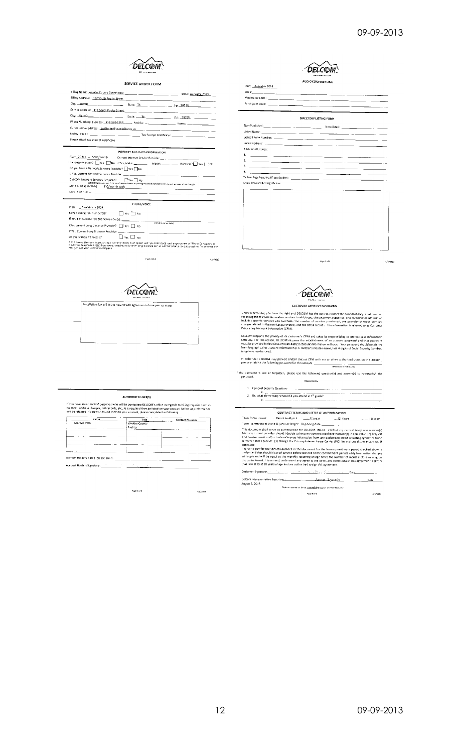DELCOM

## SERVICE ORDER FORM

Billing Name: Winkler County Courthouse Date: August 5, 2013

Billing Address: 112 South Poplar Street

City: Kermit State: Tx Zip: 79745

Service Address: 112 South Poplar Street

City: Kermit State: Tx Zip: 79745

Phone Numbers: Business: 432-586-6658 Mobile: Home:

Current email address:

Federal Tax ID: Tax Exempt Certificate:

Please attach tax exempt certificate

### INTERNET AND DATA INFORMATION

Plan: 20 MB -- $300/month Current Internet Service Provider:

Is a router in place? Yes No If Yes, Make: Model: Wireless? Yes No

Do you have a Network Services Provider? Yes No

If Yes, Current Network Services Provider:

DELCOM Network Services Required? Yes No

Static IP (if applicable): $10/month each

Serial # of N/G:

### PHONE/VOICE

Plan: Available in 2014

Keep Existing Tel. Number(s)? Yes No

If Yes, List Current Telephone Number(s):

Keep current Long Distance Provider? Yes No

If Yes, Current Long Distance Provider:

Do you want a PIC freeze? Yes No

A PIC freeze (Primary Interexchange Carrier freeze) is an option with your local exchange carrier or "Phone Company" to block your telephone line(s) from being switched to another long distance carrier without your prior authorization. To unfreeze the PIC, just call your telephone company.

DELCOM

## AUDIO CONFERENCING

Plan: Available 2014

DID#:

Moderator Code:

Participant Code:

## DIRECTORY LISTING FORM

Non-Published: Non-Listed:

Listed Name:

Listed Phone Number:

Listed Address:

Additional Listings:

1.
2.
3.
4.

Yellow Page heading (if applicable):

Show Detailed Listings Below:

DELCOM

Installation fee of $250 is waived with agreement of one year or more.

### AUTHORIZED USER(S)

If you have an authorized person(s) who will be contacting DELCOM's office in regards to billing inquiries such as balances, address changes, call records, etc., it is required they be listed on your account before any information will be released. If you wish to add them to your account, please complete the following:

| Name | Title | Contact Number |
|---|---|---|
| Ms. Wilhelm | Winkler County Auditor | |
| | | |
| | | |

Account Holders Name (please print):

Account Holder Signature:

DELCOM

## CUSTOMER ACCOUNT PASSWORD

Under federal law, you have the right and DELCOM has the duty to protect the confidentiality of information regarding the telecommunication services to which you, the customer, subscribe. This confidential information includes specific services you purchase, the number of services purchased, the provider of those services, charges related to the services purchased, and call detail records. This information is referred to as Customer Proprietary Network Information (CPNI).

DELCOM respects the privacy of its customer's CPNI and takes its responsibility to protect your information seriously. For this reason, DELCOM requires the establishment of an account password and that password must be provided before DELCOM can discuss account information with you. Your password should not derive from biographical or account information (i.e. mother's maiden name, last 4 digits of Social Security Number, telephone number, etc).

In order that DELCOM may provide and/or discuss CPNI with me or other authorized users on this account, please establish the following password for this account:

If the password is lost or forgotten, please use the following question(s) and answer(s) to re-establish the password.

Questions

1. Personal Security Question:
   a.
2. Or, what elementary school did you attend in 1st grade?
   a.

### CONTRACT TERMS AND LETTER OF AUTHORIZATION

Term Commitment: Month to Month (1) year (2) Years (3) years

Term commitment if one (1) year or longer: Beginning date:

This document shall serve as authorization for DELCOM, INC to: (1) Port my current telephone number(s) from my current provider should I decide to keep my current telephone number(s), if applicable. (2) Request and receive credit and/or trade reference information from any authorized credit reporting agency or trade reference that I provide. (3) Change the Primary Interexchange Carrier (PIC) for my long distance services, if applicable.

I agree to pay for the services outlined in this document for the term commitment period checked above. I understand that should I cancel service before the end of the commitment period, early termination charges will apply and will be equal to the monthly recurring charge times the number of months left remaining on the commitment. I have read, understand and agree to the terms and conditions of this agreement. I certify that I am at least 18 years of age and am authorized to sign this agreement.

Customer Signature: Date:

Delcom Representative Signature: Anne Lynch Date

August 5, 2013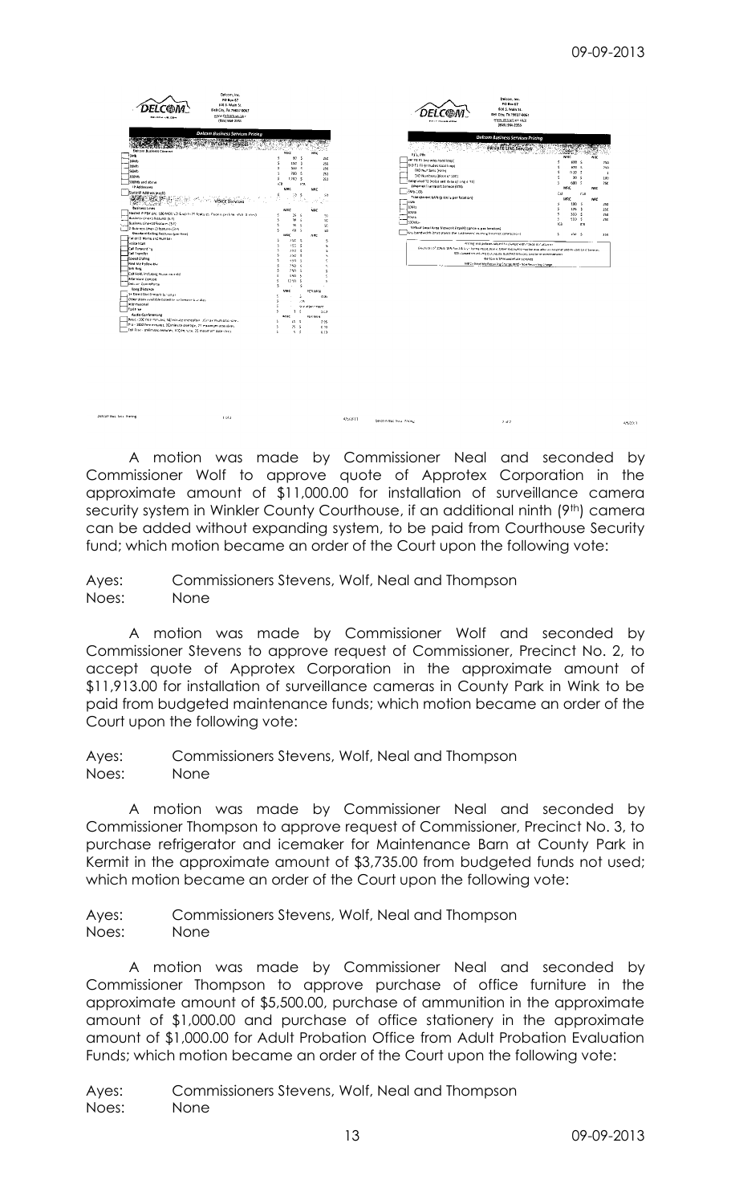Delcom, Inc.
PO Box 67
616 S. Main St.
Dell City, TX 79837-0067
www.delcom.us
(855) 964-2355

**Delcom Business Services Pricing**

INTERNET SERVICES

VOICE Services

Delcom, Inc.
PO Box 67
616 S. Main St.
Dell City, TX 79837-0067
www.delcom.us
(855) 964-2355

**Delcom Business Services Pricing**

PRIVATE LINE Services

A motion was made by Commissioner Neal and seconded by Commissioner Wolf to approve quote of Approtex Corporation in the approximate amount of $11,000.00 for installation of surveillance camera security system in Winkler County Courthouse, if an additional ninth (9th) camera can be added without expanding system, to be paid from Courthouse Security fund; which motion became an order of the Court upon the following vote:

Ayes: Commissioners Stevens, Wolf, Neal and Thompson
Noes: None

A motion was made by Commissioner Wolf and seconded by Commissioner Stevens to approve request of Commissioner, Precinct No. 2, to accept quote of Approtex Corporation in the approximate amount of $11,913.00 for installation of surveillance cameras in County Park in Wink to be paid from budgeted maintenance funds; which motion became an order of the Court upon the following vote:

Ayes: Commissioners Stevens, Wolf, Neal and Thompson
Noes: None

A motion was made by Commissioner Neal and seconded by Commissioner Thompson to approve request of Commissioner, Precinct No. 3, to purchase refrigerator and icemaker for Maintenance Barn at County Park in Kermit in the approximate amount of $3,735.00 from budgeted funds not used; which motion became an order of the Court upon the following vote:

Ayes: Commissioners Stevens, Wolf, Neal and Thompson
Noes: None

A motion was made by Commissioner Neal and seconded by Commissioner Thompson to approve purchase of office furniture in the approximate amount of $5,500.00, purchase of ammunition in the approximate amount of $1,000.00 and purchase of office stationery in the approximate amount of $1,000.00 for Adult Probation Office from Adult Probation Evaluation Funds; which motion became an order of the Court upon the following vote:

Ayes: Commissioners Stevens, Wolf, Neal and Thompson
Noes: None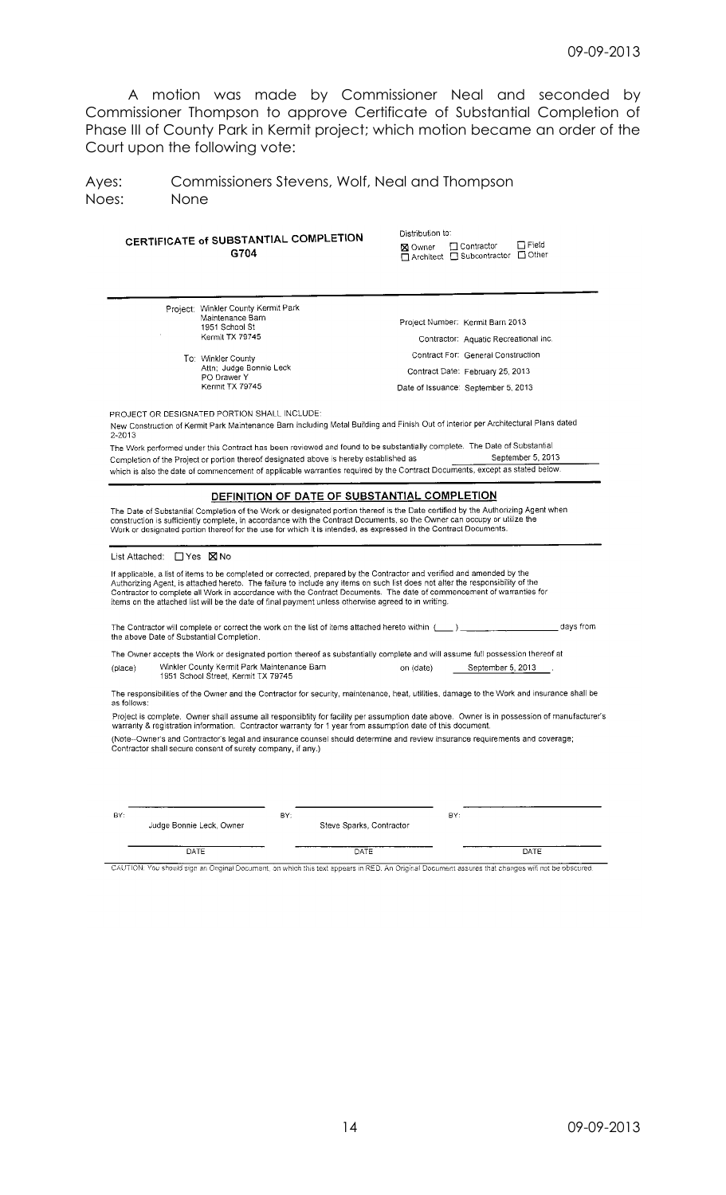A motion was made by Commissioner Neal and seconded by Commissioner Thompson to approve Certificate of Substantial Completion of Phase III of County Park in Kermit project; which motion became an order of the Court upon the following vote:

Ayes: Commissioners Stevens, Wolf, Neal and Thompson
Noes: None

**CERTIFICATE of SUBSTANTIAL COMPLETION**
**G704**

Distribution to:
☒ Owner ☐ Contractor ☐ Field
☐ Architect ☐ Subcontractor ☐ Other

Project: Winkler County Kermit Park
Maintenance Barn
1951 School St
Kermit TX 79745

To: Winkler County
Attn: Judge Bonnie Leck
PO Drawer Y
Kermit TX 79745

Project Number: Kermit Barn 2013
Contractor: Aquatic Recreational inc.
Contract For: General Construction
Contract Date: February 25, 2013
Date of Issuance: September 5, 2013

PROJECT OR DESIGNATED PORTION SHALL INCLUDE:
New Construction of Kermit Park Maintenance Barn including Metal Building and Finish Out of interior per Architectural Plans dated 2-2013

The Work performed under this Contract has been reviewed and found to be substantially complete. The Date of Substantial Completion of the Project or portion thereof designated above is hereby established as September 5, 2013 which is also the date of commencement of applicable warranties required by the Contract Documents, except as stated below.

**DEFINITION OF DATE OF SUBSTANTIAL COMPLETION**

The Date of Substantial Completion of the Work or designated portion thereof is the Date certified by the Authorizing Agent when construction is sufficiently complete, in accordance with the Contract Documents, so the Owner can occupy or utilize the Work or designated portion thereof for the use for which it is intended, as expressed in the Contract Documents.

List Attached: ☐ Yes ☒ No

If applicable, a list of items to be completed or corrected, prepared by the Contractor and verified and amended by the Authorizing Agent, is attached hereto. The failure to include any items on such list does not alter the responsibility of the Contractor to complete all Work in accordance with the Contract Documents. The date of commencement of warranties for items on the attached list will be the date of final payment unless otherwise agreed to in writing.

The Contractor will complete or correct the work on the list of items attached hereto within (\_\_\_) \_\_\_\_\_\_\_\_\_\_ days from the above Date of Substantial Completion.

The Owner accepts the Work or designated portion thereof as substantially complete and will assume full possession thereof at (place) Winkler County Kermit Park Maintenance Barn, 1951 School Street, Kermit TX 79745 on (date) September 5, 2013.

The responsibilities of the Owner and the Contractor for security, maintenance, heat, utilities, damage to the Work and insurance shall be as follows:

Project is complete. Owner shall assume all responsiblity for facility per assumption date above. Owner is in possession of manufacturer's warranty & registration information. Contractor warranty for 1 year from assumption date of this document.

(Note--Owner's and Contractor's legal and insurance counsel should determine and review insurance requirements and coverage; Contractor shall secure consent of surety company, if any.)

| BY: | BY: | BY: |
|---|---|---|
| Judge Bonnie Leck, Owner | Steve Sparks, Contractor | |
| DATE | DATE | DATE |

CAUTION: You should sign an Original Document, on which this text appears in RED. An Original Document assures that changes will not be obscured.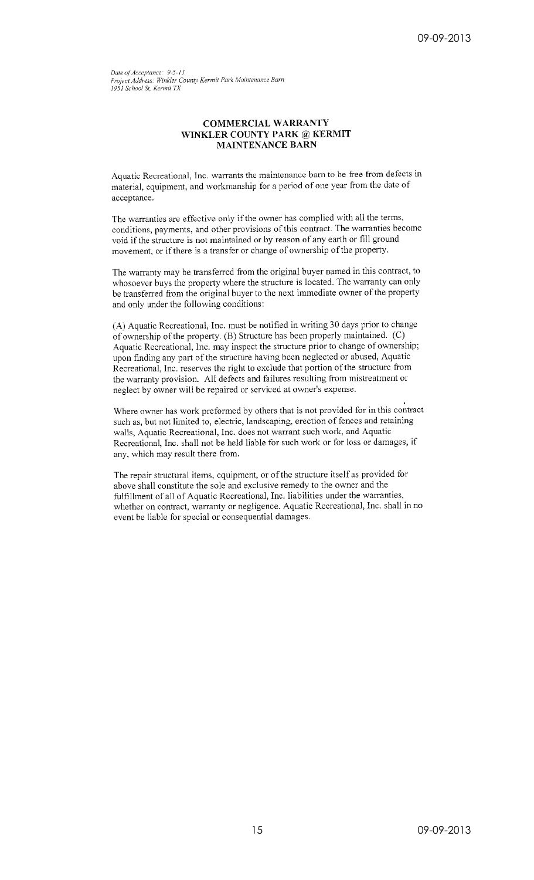*Date of Acceptance: 9-5-13*
*Project Address: Winkler County Kermit Park Maintenance Barn*
*1951 School St, Kermit TX*

## COMMERCIAL WARRANTY
## WINKLER COUNTY PARK @ KERMIT
## MAINTENANCE BARN

Aquatic Recreational, Inc. warrants the maintenance barn to be free from defects in material, equipment, and workmanship for a period of one year from the date of acceptance.

The warranties are effective only if the owner has complied with all the terms, conditions, payments, and other provisions of this contract. The warranties become void if the structure is not maintained or by reason of any earth or fill ground movement, or if there is a transfer or change of ownership of the property.

The warranty may be transferred from the original buyer named in this contract, to whosoever buys the property where the structure is located. The warranty can only be transferred from the original buyer to the next immediate owner of the property and only under the following conditions:

(A) Aquatic Recreational, Inc. must be notified in writing 30 days prior to change of ownership of the property. (B) Structure has been properly maintained. (C) Aquatic Recreational, Inc. may inspect the structure prior to change of ownership; upon finding any part of the structure having been neglected or abused, Aquatic Recreational, Inc. reserves the right to exclude that portion of the structure from the warranty provision. All defects and failures resulting from mistreatment or neglect by owner will be repaired or serviced at owner's expense.

Where owner has work preformed by others that is not provided for in this contract such as, but not limited to, electric, landscaping, erection of fences and retaining walls, Aquatic Recreational, Inc. does not warrant such work, and Aquatic Recreational, Inc. shall not be held liable for such work or for loss or damages, if any, which may result there from.

The repair structural items, equipment, or of the structure itself as provided for above shall constitute the sole and exclusive remedy to the owner and the fulfillment of all of Aquatic Recreational, Inc. liabilities under the warranties, whether on contract, warranty or negligence. Aquatic Recreational, Inc. shall in no event be liable for special or consequential damages.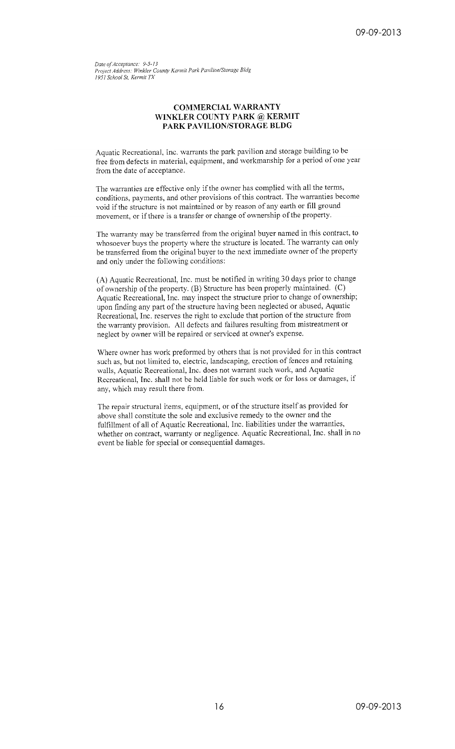*Date of Acceptance: 9-5-13*
*Project Address: Winkler County Kermit Park Pavilion/Storage Bldg*
*1951 School St, Kermit TX*

**COMMERCIAL WARRANTY**
**WINKLER COUNTY PARK @ KERMIT**
**PARK PAVILION/STORAGE BLDG**

Aquatic Recreational, Inc. warrants the park pavilion and storage building to be free from defects in material, equipment, and workmanship for a period of one year from the date of acceptance.

The warranties are effective only if the owner has complied with all the terms, conditions, payments, and other provisions of this contract. The warranties become void if the structure is not maintained or by reason of any earth or fill ground movement, or if there is a transfer or change of ownership of the property.

The warranty may be transferred from the original buyer named in this contract, to whosoever buys the property where the structure is located. The warranty can only be transferred from the original buyer to the next immediate owner of the property and only under the following conditions:

(A) Aquatic Recreational, Inc. must be notified in writing 30 days prior to change of ownership of the property. (B) Structure has been properly maintained. (C) Aquatic Recreational, Inc. may inspect the structure prior to change of ownership; upon finding any part of the structure having been neglected or abused, Aquatic Recreational, Inc. reserves the right to exclude that portion of the structure from the warranty provision. All defects and failures resulting from mistreatment or neglect by owner will be repaired or serviced at owner's expense.

Where owner has work preformed by others that is not provided for in this contract such as, but not limited to, electric, landscaping, erection of fences and retaining walls, Aquatic Recreational, Inc. does not warrant such work, and Aquatic Recreational, Inc. shall not be held liable for such work or for loss or damages, if any, which may result there from.

The repair structural items, equipment, or of the structure itself as provided for above shall constitute the sole and exclusive remedy to the owner and the fulfillment of all of Aquatic Recreational, Inc. liabilities under the warranties, whether on contract, warranty or negligence. Aquatic Recreational, Inc. shall in no event be liable for special or consequential damages.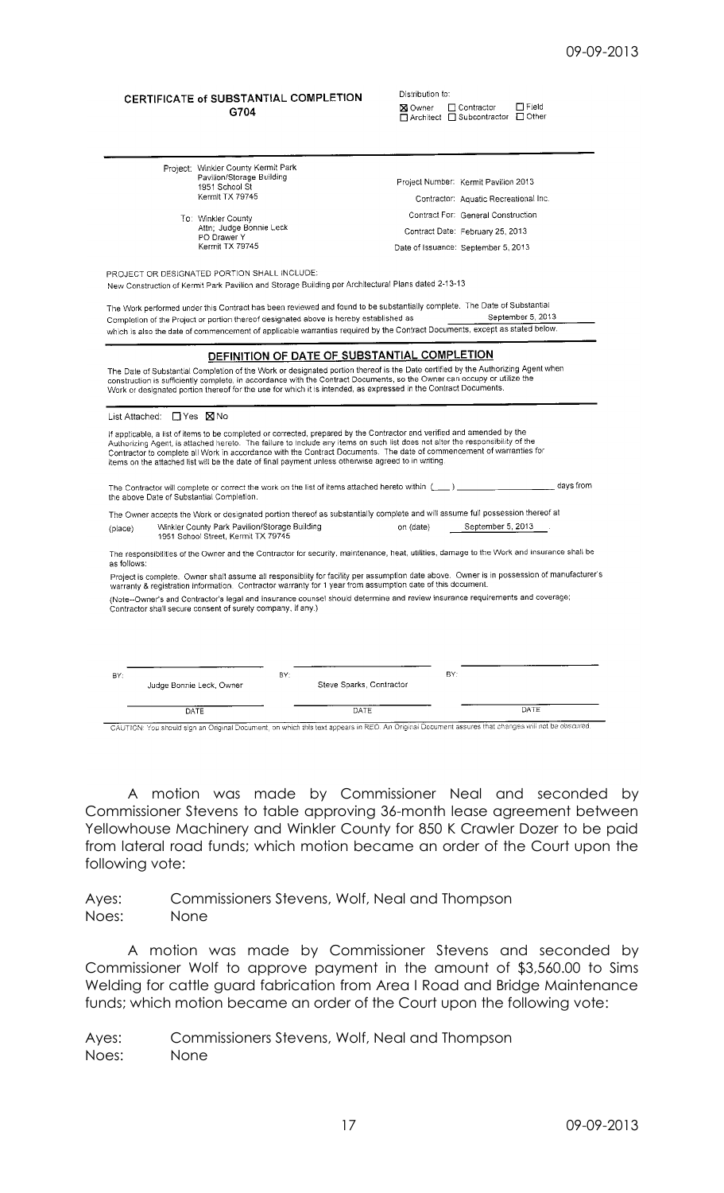**CERTIFICATE of SUBSTANTIAL COMPLETION**
**G704**

Distribution to:
☒ Owner ☐ Contractor ☐ Field
☐ Architect ☐ Subcontractor ☐ Other

Project: Winkler County Kermit Park Pavilion/Storage Building
1951 School St
Kermit TX 79745

To: Winkler County
Attn; Judge Bonnie Leck
PO Drawer Y
Kermit TX 79745

Project Number: Kermit Pavilion 2013
Contractor: Aquatic Recreational Inc.
Contract For: General Construction
Contract Date: February 25, 2013
Date of Issuance: September 5, 2013

PROJECT OR DESIGNATED PORTION SHALL INCLUDE:
New Construction of Kermit Park Pavilion and Storage Building per Architectural Plans dated 2-13-13

The Work performed under this Contract has been reviewed and found to be substantially complete. The Date of Substantial Completion of the Project or portion thereof designated above is hereby established as September 5, 2013 which is also the date of commencement of applicable warranties required by the Contract Documents, except as stated below.

**DEFINITION OF DATE OF SUBSTANTIAL COMPLETION**

The Date of Substantial Completion of the Work or designated portion thereof is the Date certified by the Authorizing Agent when construction is sufficiently complete, in accordance with the Contract Documents, so the Owner can occupy or utilize the Work or designated portion thereof for the use for which it is intended, as expressed in the Contract Documents.

List Attached: ☐ Yes ☒ No

If applicable, a list of items to be completed or corrected, prepared by the Contractor and verified and amended by the Authorizing Agent, is attached hereto. The failure to include any items on such list does not alter the responsibility of the Contractor to complete all Work in accordance with the Contract Documents. The date of commencement of warranties for items on the attached list will be the date of final payment unless otherwise agreed to in writing.

The Contractor will complete or correct the work on the list of items attached hereto within (\_\_\_) \_\_\_\_\_\_\_\_\_\_ days from the above Date of Substantial Completion.

The Owner accepts the Work or designated portion thereof as substantially complete and will assume full possession thereof at (place) Winkler County Park Pavilion/Storage Building 1951 School Street, Kermit TX 79745 on (date) September 5, 2013.

The responsibilities of the Owner and the Contractor for security, maintenance, heat, utilities, damage to the Work and insurance shall be as follows:

Project is complete. Owner shall assume all responsibility for facility per assumption date above. Owner is in possession of manufacturer's warranty & registration information. Contractor warranty for 1 year from assumption date of this document.

(Note--Owner's and Contractor's legal and insurance counsel should determine and review insurance requirements and coverage; Contractor shall secure consent of surety company, if any.)

| BY: | BY: | BY: |
|---|---|---|
| Judge Bonnie Leck, Owner | Steve Sparks, Contractor | |
| DATE | DATE | DATE |

CAUTION: You should sign an Original Document, on which this text appears in RED. An Original Document assures that changes will not be obscured.

A motion was made by Commissioner Neal and seconded by Commissioner Stevens to table approving 36-month lease agreement between Yellowhouse Machinery and Winkler County for 850 K Crawler Dozer to be paid from lateral road funds; which motion became an order of the Court upon the following vote:

Ayes: Commissioners Stevens, Wolf, Neal and Thompson
Noes: None

A motion was made by Commissioner Stevens and seconded by Commissioner Wolf to approve payment in the amount of $3,560.00 to Sims Welding for cattle guard fabrication from Area I Road and Bridge Maintenance funds; which motion became an order of the Court upon the following vote:

Ayes: Commissioners Stevens, Wolf, Neal and Thompson
Noes: None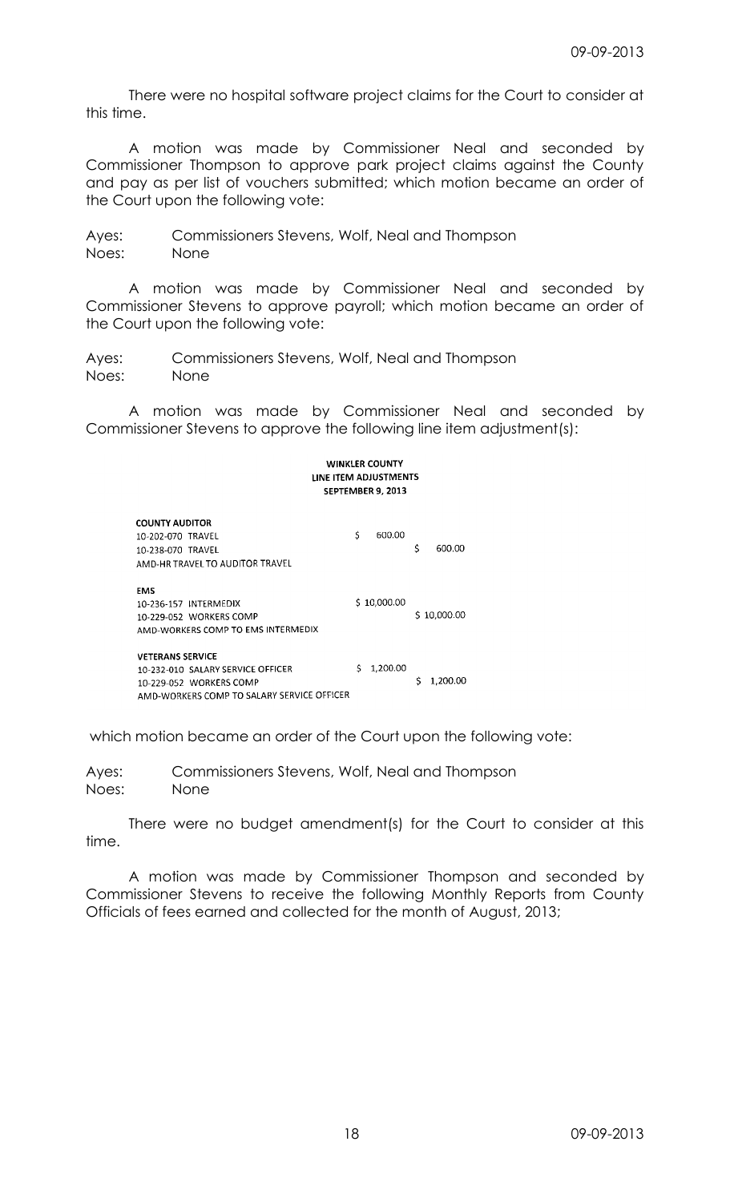There were no hospital software project claims for the Court to consider at this time.

A motion was made by Commissioner Neal and seconded by Commissioner Thompson to approve park project claims against the County and pay as per list of vouchers submitted; which motion became an order of the Court upon the following vote:

Ayes: Commissioners Stevens, Wolf, Neal and Thompson
Noes: None

A motion was made by Commissioner Neal and seconded by Commissioner Stevens to approve payroll; which motion became an order of the Court upon the following vote:

Ayes: Commissioners Stevens, Wolf, Neal and Thompson
Noes: None

A motion was made by Commissioner Neal and seconded by Commissioner Stevens to approve the following line item adjustment(s):

**WINKLER COUNTY**
**LINE ITEM ADJUSTMENTS**
**SEPTEMBER 9, 2013**

| | | |
|---|---|---|
| **COUNTY AUDITOR** | | |
| 10-202-070 TRAVEL | $ 600.00 | |
| 10-238-070 TRAVEL | | $ 600.00 |
| AMD-HR TRAVEL TO AUDITOR TRAVEL | | |
| **EMS** | | |
| 10-236-157 INTERMEDIX | $ 10,000.00 | |
| 10-229-052 WORKERS COMP | | $ 10,000.00 |
| AMD-WORKERS COMP TO EMS INTERMEDIX | | |
| **VETERANS SERVICE** | | |
| 10-232-010 SALARY SERVICE OFFICER | $ 1,200.00 | |
| 10-229-052 WORKERS COMP | | $ 1,200.00 |
| AMD-WORKERS COMP TO SALARY SERVICE OFFICER | | |

which motion became an order of the Court upon the following vote:

Ayes: Commissioners Stevens, Wolf, Neal and Thompson
Noes: None

There were no budget amendment(s) for the Court to consider at this time.

A motion was made by Commissioner Thompson and seconded by Commissioner Stevens to receive the following Monthly Reports from County Officials of fees earned and collected for the month of August, 2013;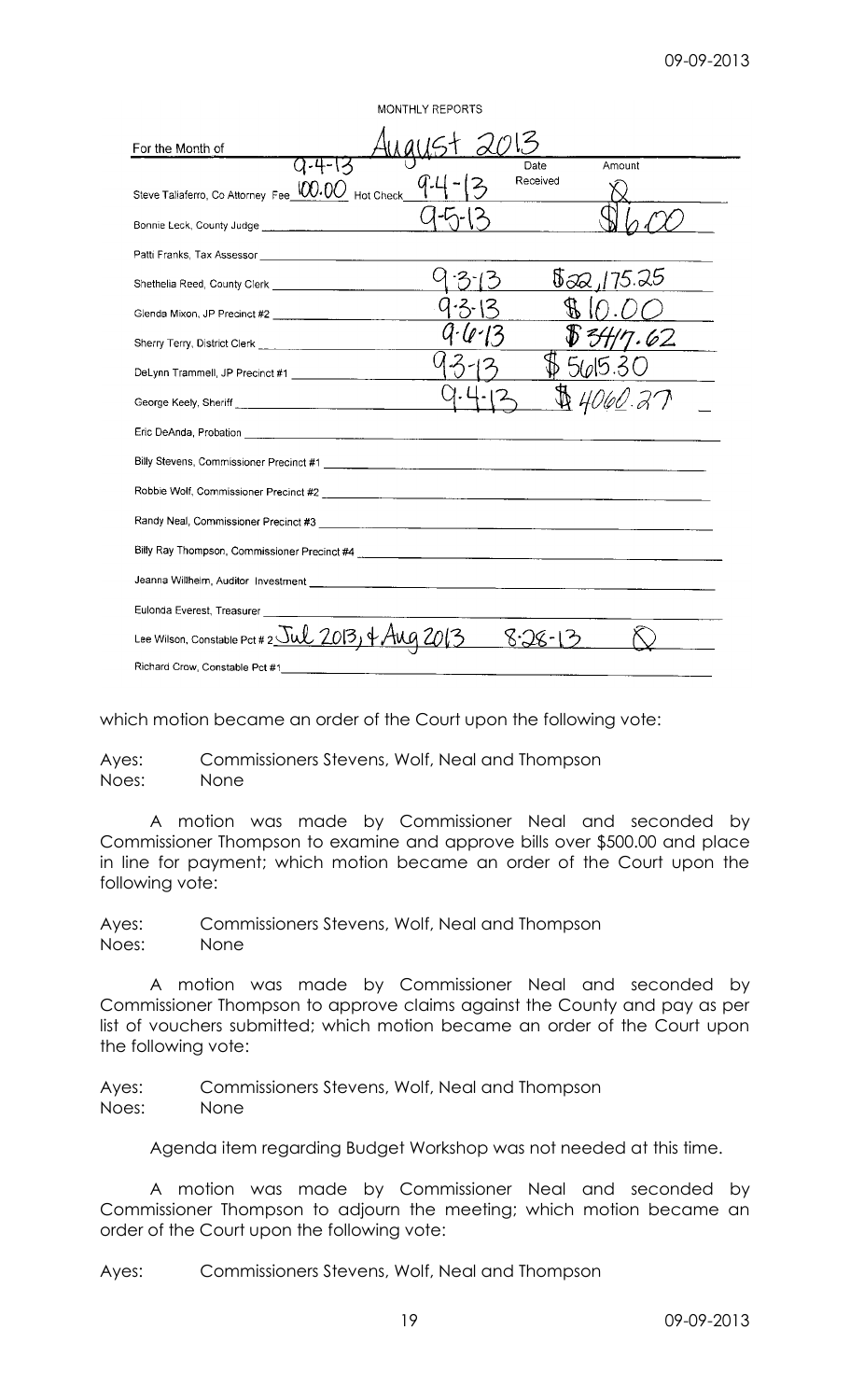MONTHLY REPORTS

For the Month of August 2013

| | Date Received | Amount |
|---|---|---|
| Steve Taliaferro, Co Attorney Fee 100.00 Hot Check 9-4-13 | 9-4-13 | ∅ |
| Bonnie Leck, County Judge | 9-5-13 | $1600 |
| Patti Franks, Tax Assessor | | |
| Shethelia Reed, County Clerk | 9-3-13 | $22,175.25 |
| Glenda Mixon, JP Precinct #2 | 9-3-13 | $10.00 |
| Sherry Terry, District Clerk | 9-6-13 | $3417.62 |
| DeLynn Trammell, JP Precinct #1 | 9-3-13 | $5615.30 |
| George Keely, Sheriff | 9-4-13 | $4060.27 |
| Eric DeAnda, Probation | | |
| Billy Stevens, Commissioner Precinct #1 | | |
| Robbie Wolf, Commissioner Precinct #2 | | |
| Randy Neal, Commissioner Precinct #3 | | |
| Billy Ray Thompson, Commissioner Precinct #4 | | |
| Jeanna Willhelm, Auditor Investment | | |
| Eulonda Everest, Treasurer | | |
| Lee Wilson, Constable Pct # 2 Jul 2013, & Aug 2013 | 8-28-13 | ∅ |
| Richard Crow, Constable Pct #1 | | |

which motion became an order of the Court upon the following vote:

Ayes: Commissioners Stevens, Wolf, Neal and Thompson
Noes: None

A motion was made by Commissioner Neal and seconded by Commissioner Thompson to examine and approve bills over $500.00 and place in line for payment; which motion became an order of the Court upon the following vote:

Ayes: Commissioners Stevens, Wolf, Neal and Thompson
Noes: None

A motion was made by Commissioner Neal and seconded by Commissioner Thompson to approve claims against the County and pay as per list of vouchers submitted; which motion became an order of the Court upon the following vote:

Ayes: Commissioners Stevens, Wolf, Neal and Thompson
Noes: None

Agenda item regarding Budget Workshop was not needed at this time.

A motion was made by Commissioner Neal and seconded by Commissioner Thompson to adjourn the meeting; which motion became an order of the Court upon the following vote:

Ayes: Commissioners Stevens, Wolf, Neal and Thompson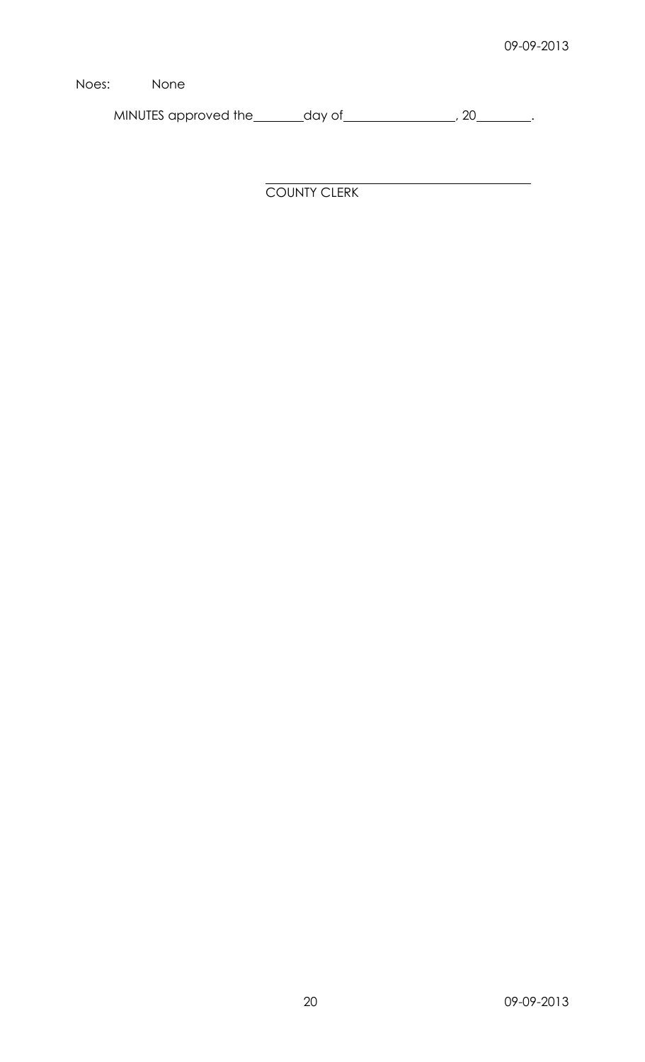Noes: None

MINUTES approved the_______day of________________, 20________.

______________________________________

COUNTY CLERK